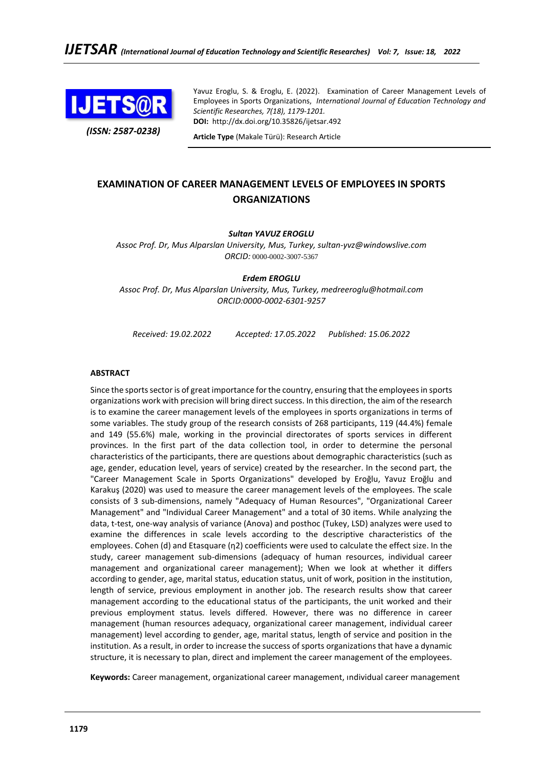Yavuz Eroglu, S. & Eroglu, E. (2022). Examination of Career Management Levels of Employees in Sports Organizations, *International Journal of Education Technology and Scientific Researches, 7(18), 1179-1201.*
**DOI:** http://dx.doi.org/10.35826/ijetsar.492

*(ISSN: 2587-0238)*

**Article Type** (Makale Türü): Research Article

# EXAMINATION OF CAREER MANAGEMENT LEVELS OF EMPLOYEES IN SPORTS ORGANIZATIONS

***Sultan YAVUZ EROGLU***
*Assoc Prof. Dr, Mus Alparslan University, Mus, Turkey, sultan-yvz@windowslive.com*
*ORCID:* 0000-0002-3007-5367

***Erdem EROGLU***
*Assoc Prof. Dr, Mus Alparslan University, Mus, Turkey, medreeroglu@hotmail.com*
*ORCID:0000-0002-6301-9257*

*Received: 19.02.2022 Accepted: 17.05.2022 Published: 15.06.2022*

## ABSTRACT

Since the sports sector is of great importance for the country, ensuring that the employees in sports organizations work with precision will bring direct success. In this direction, the aim of the research is to examine the career management levels of the employees in sports organizations in terms of some variables. The study group of the research consists of 268 participants, 119 (44.4%) female and 149 (55.6%) male, working in the provincial directorates of sports services in different provinces. In the first part of the data collection tool, in order to determine the personal characteristics of the participants, there are questions about demographic characteristics (such as age, gender, education level, years of service) created by the researcher. In the second part, the "Career Management Scale in Sports Organizations" developed by Eroğlu, Yavuz Eroğlu and Karakuş (2020) was used to measure the career management levels of the employees. The scale consists of 3 sub-dimensions, namely "Adequacy of Human Resources", "Organizational Career Management" and "Individual Career Management" and a total of 30 items. While analyzing the data, t-test, one-way analysis of variance (Anova) and posthoc (Tukey, LSD) analyzes were used to examine the differences in scale levels according to the descriptive characteristics of the employees. Cohen (d) and Etasquare ($\eta^2$) coefficients were used to calculate the effect size. In the study, career management sub-dimensions (adequacy of human resources, individual career management and organizational career management); When we look at whether it differs according to gender, age, marital status, education status, unit of work, position in the institution, length of service, previous employment in another job. The research results show that career management according to the educational status of the participants, the unit worked and their previous employment status. levels differed. However, there was no difference in career management (human resources adequacy, organizational career management, individual career management) level according to gender, age, marital status, length of service and position in the institution. As a result, in order to increase the success of sports organizations that have a dynamic structure, it is necessary to plan, direct and implement the career management of the employees.

**Keywords:** Career management, organizational career management, ındividual career management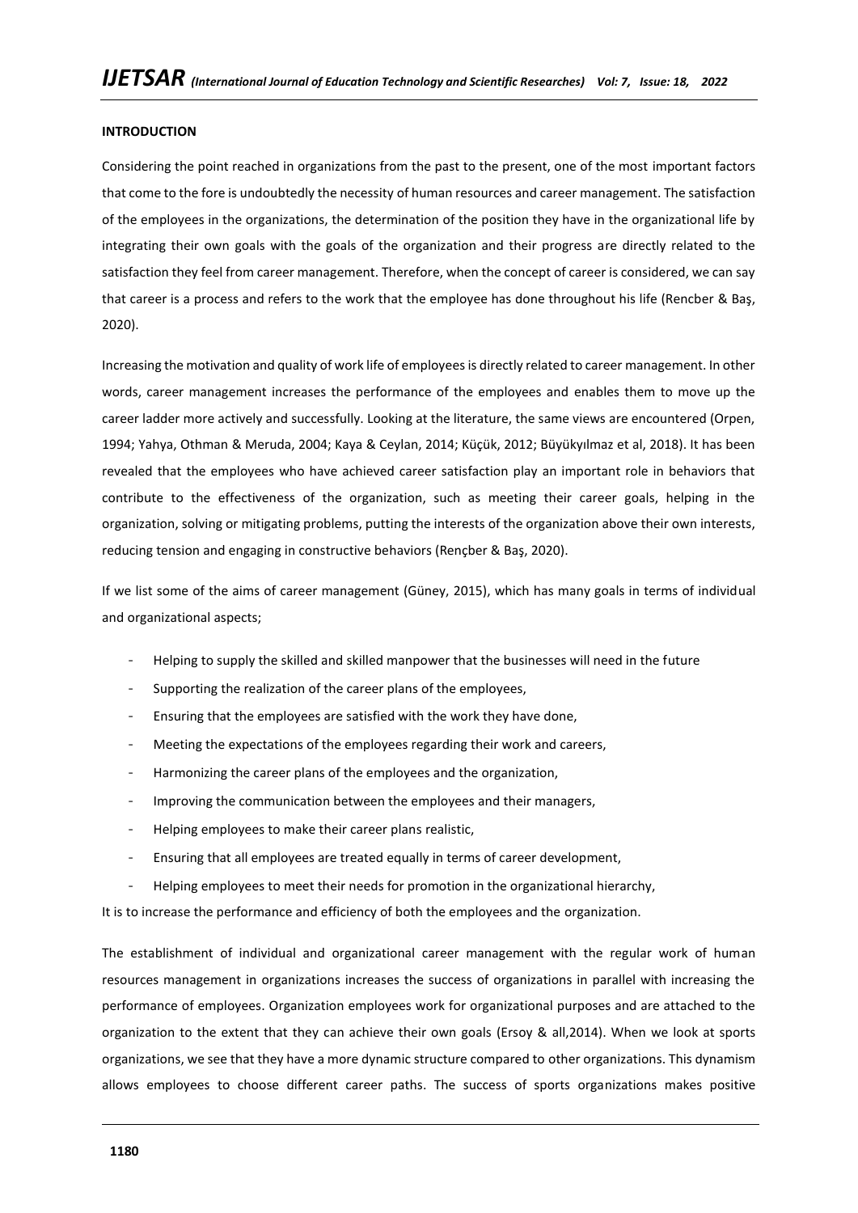**INTRODUCTION**

Considering the point reached in organizations from the past to the present, one of the most important factors that come to the fore is undoubtedly the necessity of human resources and career management. The satisfaction of the employees in the organizations, the determination of the position they have in the organizational life by integrating their own goals with the goals of the organization and their progress are directly related to the satisfaction they feel from career management. Therefore, when the concept of career is considered, we can say that career is a process and refers to the work that the employee has done throughout his life (Rencber & Baş, 2020).

Increasing the motivation and quality of work life of employees is directly related to career management. In other words, career management increases the performance of the employees and enables them to move up the career ladder more actively and successfully. Looking at the literature, the same views are encountered (Orpen, 1994; Yahya, Othman & Meruda, 2004; Kaya & Ceylan, 2014; Küçük, 2012; Büyükyılmaz et al, 2018). It has been revealed that the employees who have achieved career satisfaction play an important role in behaviors that contribute to the effectiveness of the organization, such as meeting their career goals, helping in the organization, solving or mitigating problems, putting the interests of the organization above their own interests, reducing tension and engaging in constructive behaviors (Rençber & Baş, 2020).

If we list some of the aims of career management (Güney, 2015), which has many goals in terms of individual and organizational aspects;

- Helping to supply the skilled and skilled manpower that the businesses will need in the future
- Supporting the realization of the career plans of the employees,
- Ensuring that the employees are satisfied with the work they have done,
- Meeting the expectations of the employees regarding their work and careers,
- Harmonizing the career plans of the employees and the organization,
- Improving the communication between the employees and their managers,
- Helping employees to make their career plans realistic,
- Ensuring that all employees are treated equally in terms of career development,
- Helping employees to meet their needs for promotion in the organizational hierarchy,

It is to increase the performance and efficiency of both the employees and the organization.

The establishment of individual and organizational career management with the regular work of human resources management in organizations increases the success of organizations in parallel with increasing the performance of employees. Organization employees work for organizational purposes and are attached to the organization to the extent that they can achieve their own goals (Ersoy & all,2014). When we look at sports organizations, we see that they have a more dynamic structure compared to other organizations. This dynamism allows employees to choose different career paths. The success of sports organizations makes positive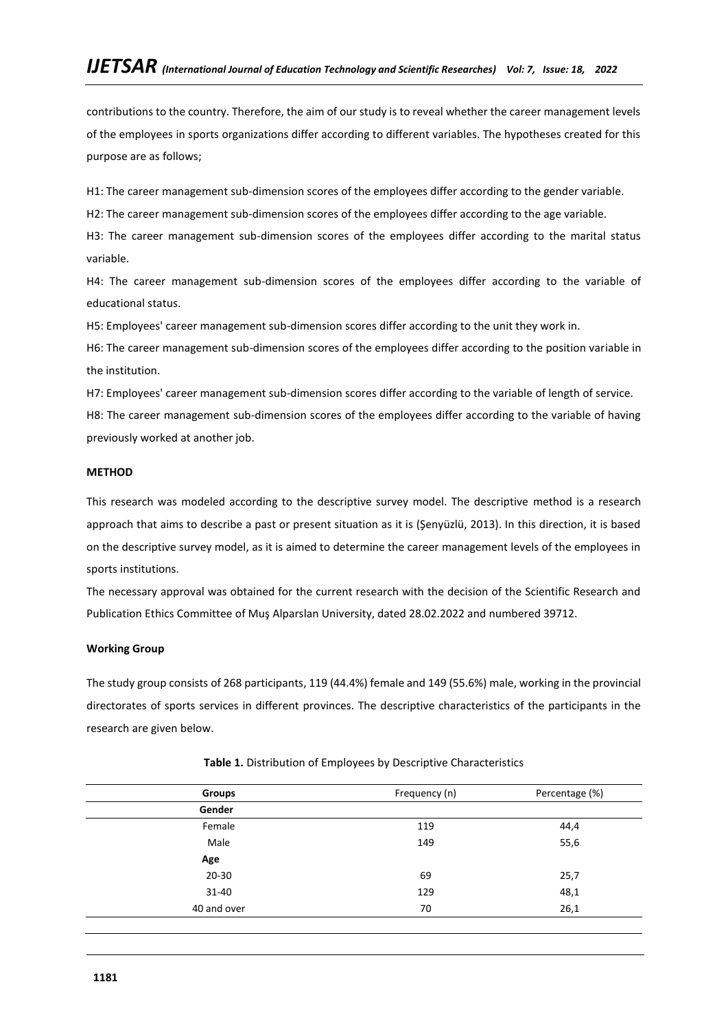contributions to the country. Therefore, the aim of our study is to reveal whether the career management levels of the employees in sports organizations differ according to different variables. The hypotheses created for this purpose are as follows;

H1: The career management sub-dimension scores of the employees differ according to the gender variable.

H2: The career management sub-dimension scores of the employees differ according to the age variable.

H3: The career management sub-dimension scores of the employees differ according to the marital status variable.

H4: The career management sub-dimension scores of the employees differ according to the variable of educational status.

H5: Employees' career management sub-dimension scores differ according to the unit they work in.

H6: The career management sub-dimension scores of the employees differ according to the position variable in the institution.

H7: Employees' career management sub-dimension scores differ according to the variable of length of service.

H8: The career management sub-dimension scores of the employees differ according to the variable of having previously worked at another job.

## METHOD

This research was modeled according to the descriptive survey model. The descriptive method is a research approach that aims to describe a past or present situation as it is (Şenyüzlü, 2013). In this direction, it is based on the descriptive survey model, as it is aimed to determine the career management levels of the employees in sports institutions.

The necessary approval was obtained for the current research with the decision of the Scientific Research and Publication Ethics Committee of Muş Alparslan University, dated 28.02.2022 and numbered 39712.

### Working Group

The study group consists of 268 participants, 119 (44.4%) female and 149 (55.6%) male, working in the provincial directorates of sports services in different provinces. The descriptive characteristics of the participants in the research are given below.

**Table 1.** Distribution of Employees by Descriptive Characteristics

| Groups | Frequency (n) | Percentage (%) |
|---|---|---|
| **Gender** | | |
| Female | 119 | 44,4 |
| Male | 149 | 55,6 |
| **Age** | | |
| 20-30 | 69 | 25,7 |
| 31-40 | 129 | 48,1 |
| 40 and over | 70 | 26,1 |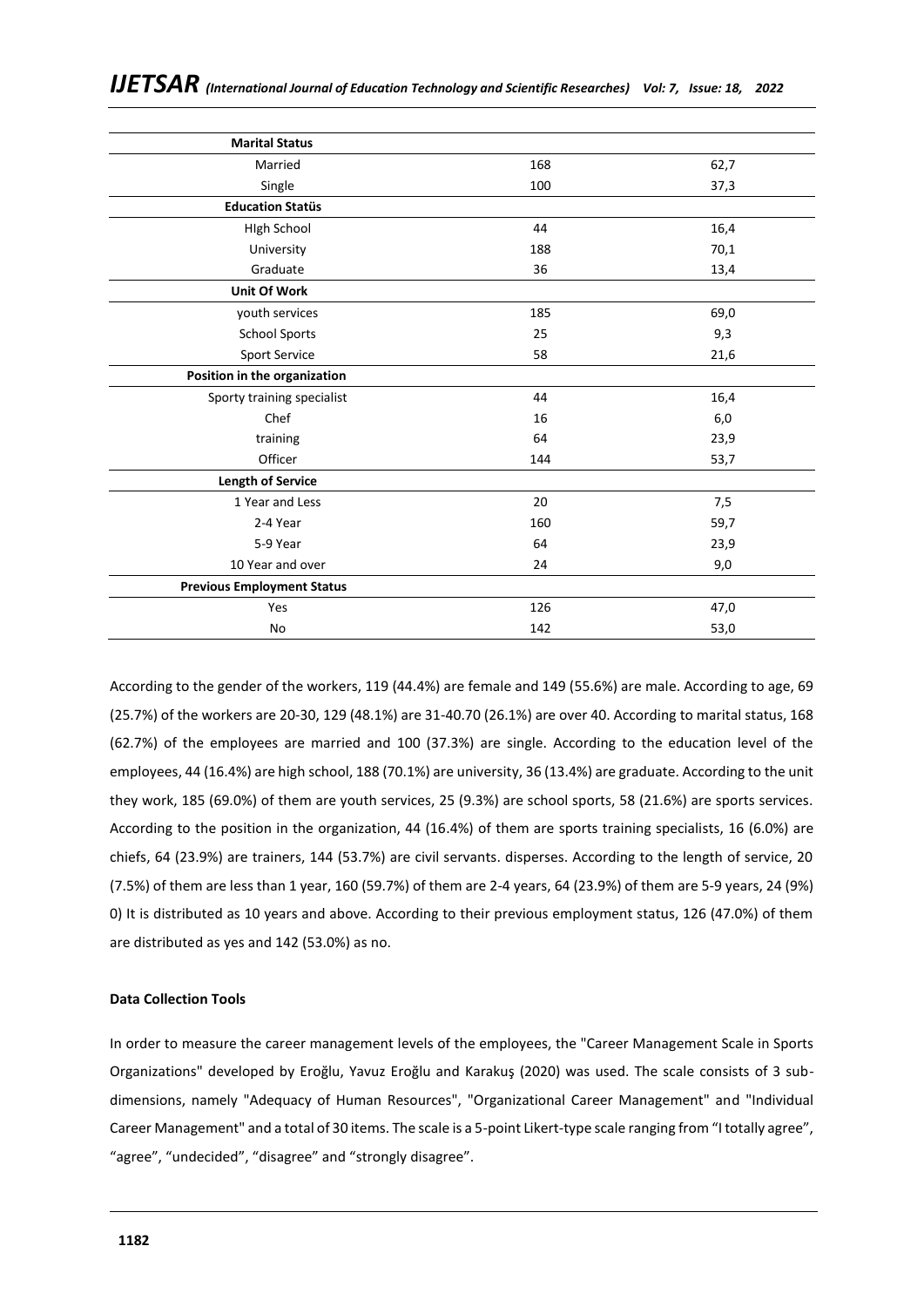| | | |
|---|---|---|
| **Marital Status** | | |
| Married | 168 | 62,7 |
| Single | 100 | 37,3 |
| **Education Statüs** | | |
| HIgh School | 44 | 16,4 |
| University | 188 | 70,1 |
| Graduate | 36 | 13,4 |
| **Unit Of Work** | | |
| youth services | 185 | 69,0 |
| School Sports | 25 | 9,3 |
| Sport Service | 58 | 21,6 |
| **Position in the organization** | | |
| Sporty training specialist | 44 | 16,4 |
| Chef | 16 | 6,0 |
| training | 64 | 23,9 |
| Officer | 144 | 53,7 |
| **Length of Service** | | |
| 1 Year and Less | 20 | 7,5 |
| 2-4 Year | 160 | 59,7 |
| 5-9 Year | 64 | 23,9 |
| 10 Year and over | 24 | 9,0 |
| **Previous Employment Status** | | |
| Yes | 126 | 47,0 |
| No | 142 | 53,0 |

According to the gender of the workers, 119 (44.4%) are female and 149 (55.6%) are male. According to age, 69 (25.7%) of the workers are 20-30, 129 (48.1%) are 31-40.70 (26.1%) are over 40. According to marital status, 168 (62.7%) of the employees are married and 100 (37.3%) are single. According to the education level of the employees, 44 (16.4%) are high school, 188 (70.1%) are university, 36 (13.4%) are graduate. According to the unit they work, 185 (69.0%) of them are youth services, 25 (9.3%) are school sports, 58 (21.6%) are sports services. According to the position in the organization, 44 (16.4%) of them are sports training specialists, 16 (6.0%) are chiefs, 64 (23.9%) are trainers, 144 (53.7%) are civil servants. disperses. According to the length of service, 20 (7.5%) of them are less than 1 year, 160 (59.7%) of them are 2-4 years, 64 (23.9%) of them are 5-9 years, 24 (9%) 0) It is distributed as 10 years and above. According to their previous employment status, 126 (47.0%) of them are distributed as yes and 142 (53.0%) as no.

#### Data Collection Tools

In order to measure the career management levels of the employees, the "Career Management Scale in Sports Organizations" developed by Eroğlu, Yavuz Eroğlu and Karakuş (2020) was used. The scale consists of 3 sub-dimensions, namely "Adequacy of Human Resources", "Organizational Career Management" and "Individual Career Management" and a total of 30 items. The scale is a 5-point Likert-type scale ranging from "I totally agree", "agree", "undecided", "disagree" and "strongly disagree".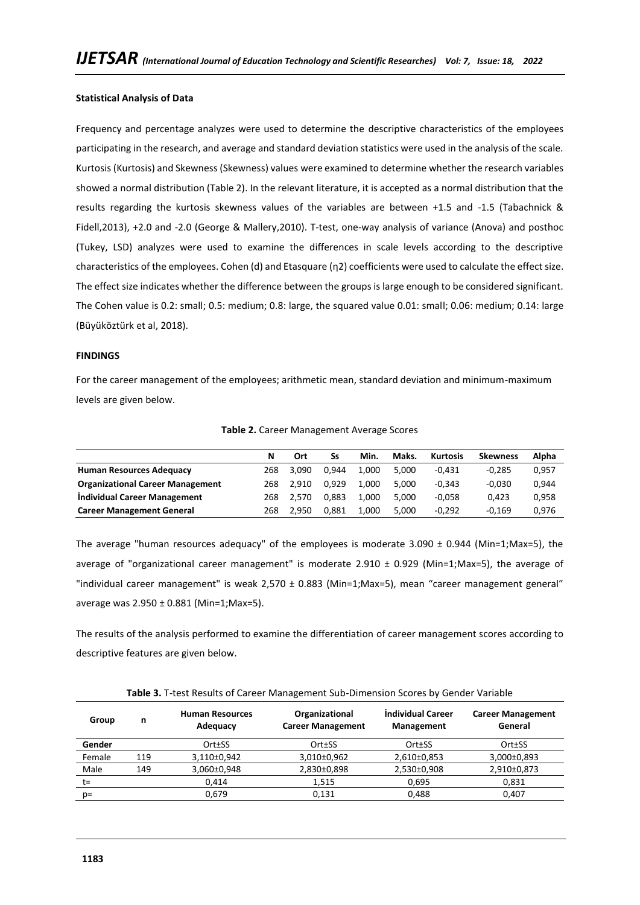**Statistical Analysis of Data**

Frequency and percentage analyzes were used to determine the descriptive characteristics of the employees participating in the research, and average and standard deviation statistics were used in the analysis of the scale. Kurtosis (Kurtosis) and Skewness (Skewness) values were examined to determine whether the research variables showed a normal distribution (Table 2). In the relevant literature, it is accepted as a normal distribution that the results regarding the kurtosis skewness values of the variables are between +1.5 and -1.5 (Tabachnick & Fidell,2013), +2.0 and -2.0 (George & Mallery,2010). T-test, one-way analysis of variance (Anova) and posthoc (Tukey, LSD) analyzes were used to examine the differences in scale levels according to the descriptive characteristics of the employees. Cohen (d) and Etasquare (η2) coefficients were used to calculate the effect size. The effect size indicates whether the difference between the groups is large enough to be considered significant. The Cohen value is 0.2: small; 0.5: medium; 0.8: large, the squared value 0.01: small; 0.06: medium; 0.14: large (Büyüköztürk et al, 2018).

**FINDINGS**

For the career management of the employees; arithmetic mean, standard deviation and minimum-maximum levels are given below.

**Table 2.** Career Management Average Scores

| | N | Ort | Ss | Min. | Maks. | Kurtosis | Skewness | Alpha |
|---|---|---|---|---|---|---|---|---|
| **Human Resources Adequacy** | 268 | 3,090 | 0,944 | 1,000 | 5,000 | -0,431 | -0,285 | 0,957 |
| **Organizational Career Management** | 268 | 2,910 | 0,929 | 1,000 | 5,000 | -0,343 | -0,030 | 0,944 |
| **İndividual Career Management** | 268 | 2,570 | 0,883 | 1,000 | 5,000 | -0,058 | 0,423 | 0,958 |
| **Career Management General** | 268 | 2,950 | 0,881 | 1,000 | 5,000 | -0,292 | -0,169 | 0,976 |

The average "human resources adequacy" of the employees is moderate 3.090 ± 0.944 (Min=1;Max=5), the average of "organizational career management" is moderate 2.910 ± 0.929 (Min=1;Max=5), the average of "individual career management" is weak 2,570 ± 0.883 (Min=1;Max=5), mean "career management general" average was 2.950 ± 0.881 (Min=1;Max=5).

The results of the analysis performed to examine the differentiation of career management scores according to descriptive features are given below.

**Table 3.** T-test Results of Career Management Sub-Dimension Scores by Gender Variable

| Group | n | Human Resources Adequacy | Organizational Career Management | İndividual Career Management | Career Management General |
|---|---|---|---|---|---|
| **Gender** | | Ort±SS | Ort±SS | Ort±SS | Ort±SS |
| Female | 119 | 3,110±0,942 | 3,010±0,962 | 2,610±0,853 | 3,000±0,893 |
| Male | 149 | 3,060±0,948 | 2,830±0,898 | 2,530±0,908 | 2,910±0,873 |
| t= | | 0,414 | 1,515 | 0,695 | 0,831 |
| p= | | 0,679 | 0,131 | 0,488 | 0,407 |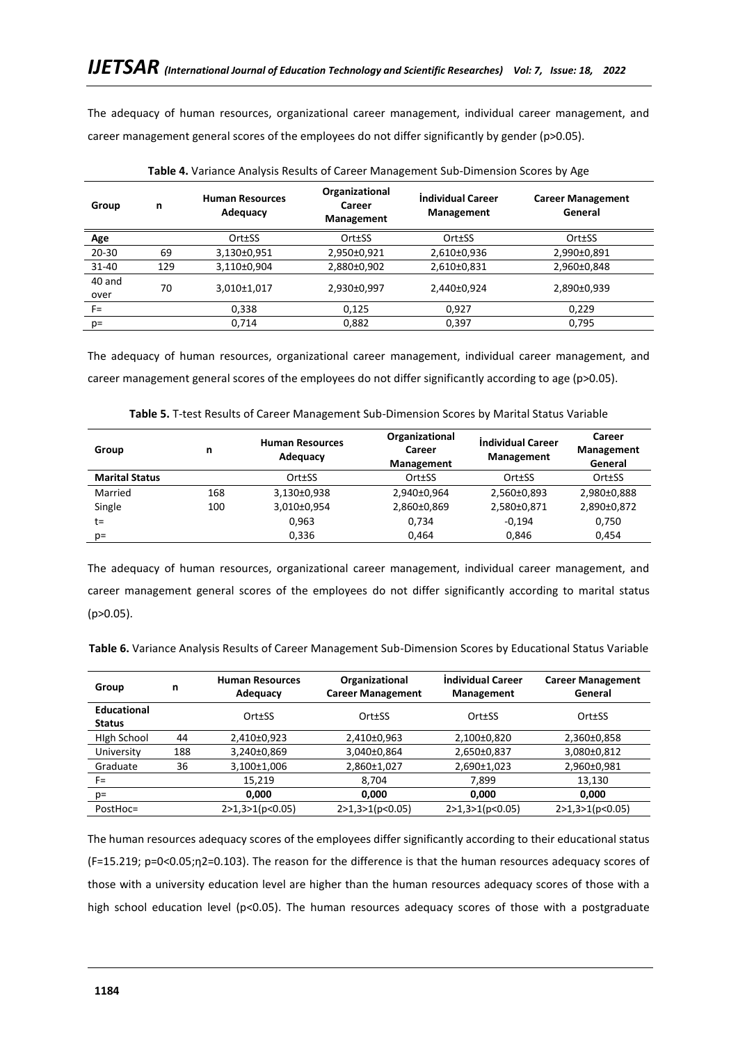The adequacy of human resources, organizational career management, individual career management, and career management general scores of the employees do not differ significantly by gender (p>0.05).

**Table 4.** Variance Analysis Results of Career Management Sub-Dimension Scores by Age

| Group | n | Human Resources Adequacy | Organizational Career Management | İndividual Career Management | Career Management General |
|---|---|---|---|---|---|
| **Age** | | Ort±SS | Ort±SS | Ort±SS | Ort±SS |
| 20-30 | 69 | 3,130±0,951 | 2,950±0,921 | 2,610±0,936 | 2,990±0,891 |
| 31-40 | 129 | 3,110±0,904 | 2,880±0,902 | 2,610±0,831 | 2,960±0,848 |
| 40 and over | 70 | 3,010±1,017 | 2,930±0,997 | 2,440±0,924 | 2,890±0,939 |
| F= | | 0,338 | 0,125 | 0,927 | 0,229 |
| p= | | 0,714 | 0,882 | 0,397 | 0,795 |

The adequacy of human resources, organizational career management, individual career management, and career management general scores of the employees do not differ significantly according to age (p>0.05).

**Table 5.** T-test Results of Career Management Sub-Dimension Scores by Marital Status Variable

| Group | n | Human Resources Adequacy | Organizational Career Management | İndividual Career Management | Career Management General |
|---|---|---|---|---|---|
| **Marital Status** | | Ort±SS | Ort±SS | Ort±SS | Ort±SS |
| Married | 168 | 3,130±0,938 | 2,940±0,964 | 2,560±0,893 | 2,980±0,888 |
| Single | 100 | 3,010±0,954 | 2,860±0,869 | 2,580±0,871 | 2,890±0,872 |
| t= | | 0,963 | 0,734 | -0,194 | 0,750 |
| p= | | 0,336 | 0,464 | 0,846 | 0,454 |

The adequacy of human resources, organizational career management, individual career management, and career management general scores of the employees do not differ significantly according to marital status (p>0.05).

**Table 6.** Variance Analysis Results of Career Management Sub-Dimension Scores by Educational Status Variable

| Group | n | Human Resources Adequacy | Organizational Career Management | İndividual Career Management | Career Management General |
|---|---|---|---|---|---|
| **Educational Status** | | Ort±SS | Ort±SS | Ort±SS | Ort±SS |
| HIgh School | 44 | 2,410±0,923 | 2,410±0,963 | 2,100±0,820 | 2,360±0,858 |
| University | 188 | 3,240±0,869 | 3,040±0,864 | 2,650±0,837 | 3,080±0,812 |
| Graduate | 36 | 3,100±1,006 | 2,860±1,027 | 2,690±1,023 | 2,960±0,981 |
| F= | | 15,219 | 8,704 | 7,899 | 13,130 |
| p= | | **0,000** | **0,000** | **0,000** | **0,000** |
| PostHoc= | | 2>1,3>1(p<0.05) | 2>1,3>1(p<0.05) | 2>1,3>1(p<0.05) | 2>1,3>1(p<0.05) |

The human resources adequacy scores of the employees differ significantly according to their educational status (F=15.219; p=0<0.05;η2=0.103). The reason for the difference is that the human resources adequacy scores of those with a university education level are higher than the human resources adequacy scores of those with a high school education level (p<0.05). The human resources adequacy scores of those with a postgraduate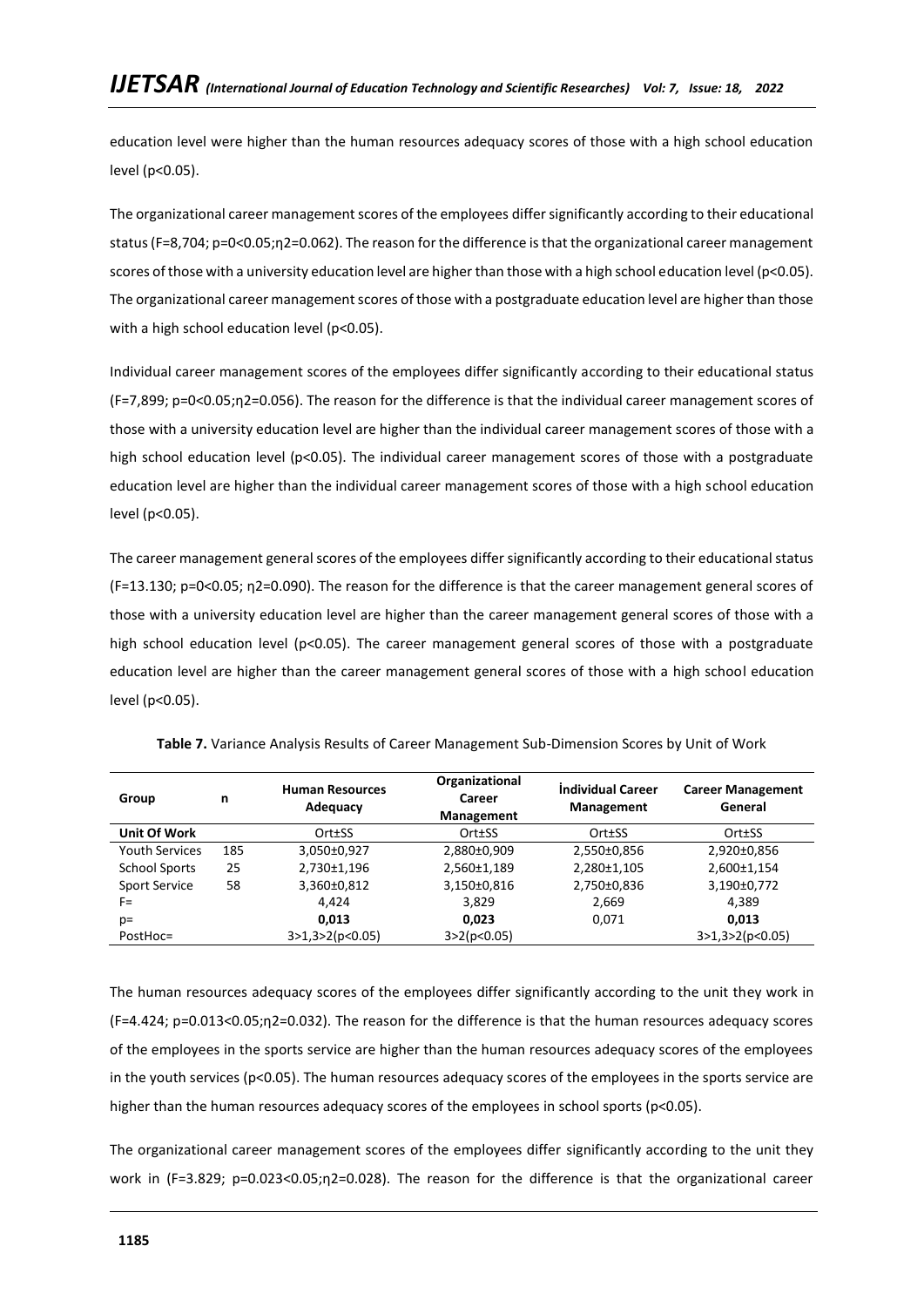education level were higher than the human resources adequacy scores of those with a high school education level ($p<0.05$).

The organizational career management scores of the employees differ significantly according to their educational status ($F=8,704$; $p=0<0.05$; $\eta2=0.062$). The reason for the difference is that the organizational career management scores of those with a university education level are higher than those with a high school education level ($p<0.05$). The organizational career management scores of those with a postgraduate education level are higher than those with a high school education level ($p<0.05$).

Individual career management scores of the employees differ significantly according to their educational status ($F=7,899$; $p=0<0.05$; $\eta2=0.056$). The reason for the difference is that the individual career management scores of those with a university education level are higher than the individual career management scores of those with a high school education level ($p<0.05$). The individual career management scores of those with a postgraduate education level are higher than the individual career management scores of those with a high school education level ($p<0.05$).

The career management general scores of the employees differ significantly according to their educational status ($F=13.130$; $p=0<0.05$; $\eta2=0.090$). The reason for the difference is that the career management general scores of those with a university education level are higher than the career management general scores of those with a high school education level ($p<0.05$). The career management general scores of those with a postgraduate education level are higher than the career management general scores of those with a high school education level ($p<0.05$).

**Table 7.** Variance Analysis Results of Career Management Sub-Dimension Scores by Unit of Work

| Group | n | Human Resources Adequacy | Organizational Career Management | İndividual Career Management | Career Management General |
|---|---|---|---|---|---|
| **Unit Of Work** | | Ort±SS | Ort±SS | Ort±SS | Ort±SS |
| Youth Services | 185 | 3,050±0,927 | 2,880±0,909 | 2,550±0,856 | 2,920±0,856 |
| School Sports | 25 | 2,730±1,196 | 2,560±1,189 | 2,280±1,105 | 2,600±1,154 |
| Sport Service | 58 | 3,360±0,812 | 3,150±0,816 | 2,750±0,836 | 3,190±0,772 |
| F= | | 4,424 | 3,829 | 2,669 | 4,389 |
| p= | | **0,013** | **0,023** | 0,071 | **0,013** |
| PostHoc= | | 3>1,3>2(p<0.05) | 3>2(p<0.05) | | 3>1,3>2(p<0.05) |

The human resources adequacy scores of the employees differ significantly according to the unit they work in ($F=4.424$; $p=0.013<0.05$; $\eta2=0.032$). The reason for the difference is that the human resources adequacy scores of the employees in the sports service are higher than the human resources adequacy scores of the employees in the youth services ($p<0.05$). The human resources adequacy scores of the employees in the sports service are higher than the human resources adequacy scores of the employees in school sports ($p<0.05$).

The organizational career management scores of the employees differ significantly according to the unit they work in ($F=3.829$; $p=0.023<0.05$; $\eta2=0.028$). The reason for the difference is that the organizational career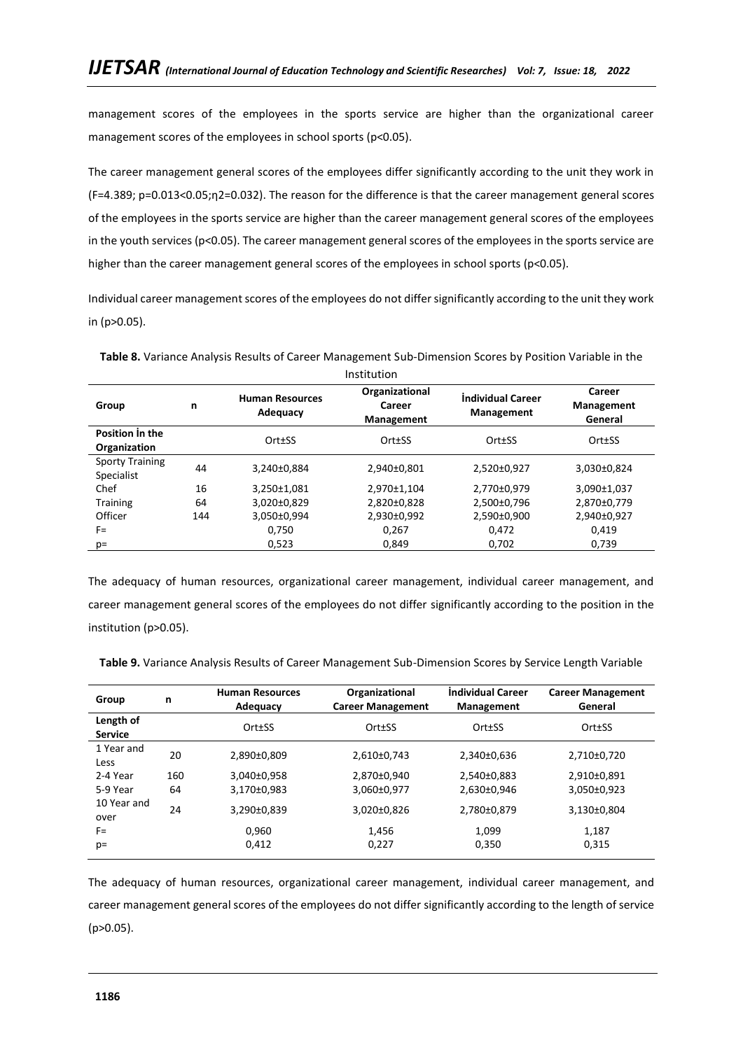management scores of the employees in the sports service are higher than the organizational career management scores of the employees in school sports ($p<0.05$).

The career management general scores of the employees differ significantly according to the unit they work in ($F=4.389$; $p=0.013<0.05$; $\eta2=0.032$). The reason for the difference is that the career management general scores of the employees in the sports service are higher than the career management general scores of the employees in the youth services ($p<0.05$). The career management general scores of the employees in the sports service are higher than the career management general scores of the employees in school sports ($p<0.05$).

Individual career management scores of the employees do not differ significantly according to the unit they work in ($p>0.05$).

**Table 8.** Variance Analysis Results of Career Management Sub-Dimension Scores by Position Variable in the Institution

| Group | n | Human Resources Adequacy | Organizational Career Management | İndividual Career Management | Career Management General |
|---|---|---|---|---|---|
| **Position İn the Organization** | | Ort±SS | Ort±SS | Ort±SS | Ort±SS |
| Sporty Training Specialist | 44 | 3,240±0,884 | 2,940±0,801 | 2,520±0,927 | 3,030±0,824 |
| Chef | 16 | 3,250±1,081 | 2,970±1,104 | 2,770±0,979 | 3,090±1,037 |
| Training | 64 | 3,020±0,829 | 2,820±0,828 | 2,500±0,796 | 2,870±0,779 |
| Officer | 144 | 3,050±0,994 | 2,930±0,992 | 2,590±0,900 | 2,940±0,927 |
| F= | | 0,750 | 0,267 | 0,472 | 0,419 |
| p= | | 0,523 | 0,849 | 0,702 | 0,739 |

The adequacy of human resources, organizational career management, individual career management, and career management general scores of the employees do not differ significantly according to the position in the institution ($p>0.05$).

**Table 9.** Variance Analysis Results of Career Management Sub-Dimension Scores by Service Length Variable

| Group | n | Human Resources Adequacy | Organizational Career Management | İndividual Career Management | Career Management General |
|---|---|---|---|---|---|
| **Length of Service** | | Ort±SS | Ort±SS | Ort±SS | Ort±SS |
| 1 Year and Less | 20 | 2,890±0,809 | 2,610±0,743 | 2,340±0,636 | 2,710±0,720 |
| 2-4 Year | 160 | 3,040±0,958 | 2,870±0,940 | 2,540±0,883 | 2,910±0,891 |
| 5-9 Year | 64 | 3,170±0,983 | 3,060±0,977 | 2,630±0,946 | 3,050±0,923 |
| 10 Year and over | 24 | 3,290±0,839 | 3,020±0,826 | 2,780±0,879 | 3,130±0,804 |
| F= | | 0,960 | 1,456 | 1,099 | 1,187 |
| p= | | 0,412 | 0,227 | 0,350 | 0,315 |

The adequacy of human resources, organizational career management, individual career management, and career management general scores of the employees do not differ significantly according to the length of service ($p>0.05$).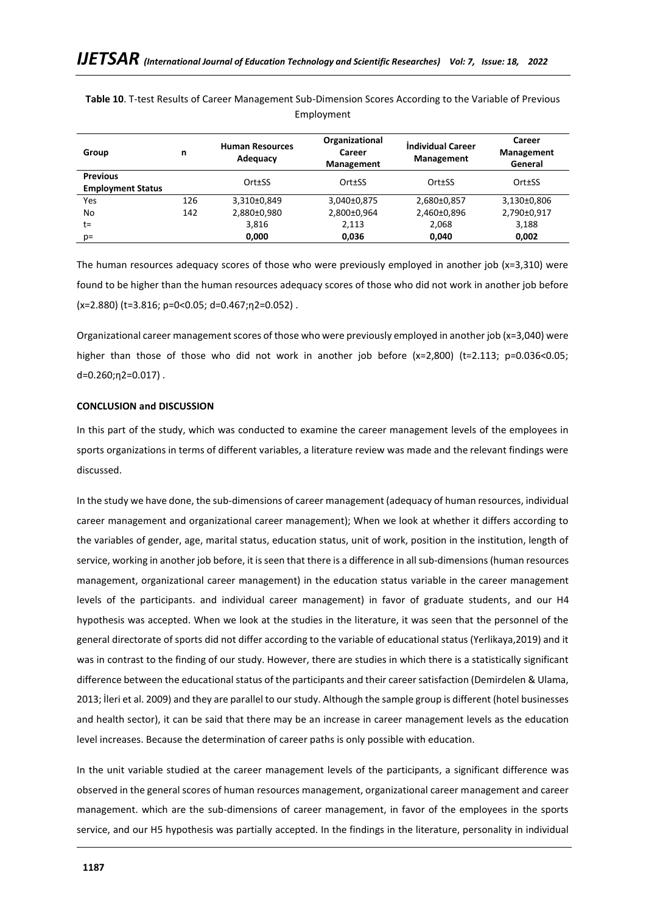**Table 10**. T-test Results of Career Management Sub-Dimension Scores According to the Variable of Previous Employment

| Group | n | Human Resources Adequacy | Organizational Career Management | İndividual Career Management | Career Management General |
|---|---|---|---|---|---|
| **Previous Employment Status** | | Ort±SS | Ort±SS | Ort±SS | Ort±SS |
| Yes | 126 | 3,310±0,849 | 3,040±0,875 | 2,680±0,857 | 3,130±0,806 |
| No | 142 | 2,880±0,980 | 2,800±0,964 | 2,460±0,896 | 2,790±0,917 |
| t= | | 3,816 | 2,113 | 2,068 | 3,188 |
| p= | | **0,000** | **0,036** | **0,040** | **0,002** |

The human resources adequacy scores of those who were previously employed in another job (x=3,310) were found to be higher than the human resources adequacy scores of those who did not work in another job before (x=2.880) ($t=3.816$; $p=0<0.05$; $d=0.467$; $\eta^2=0.052$) .

Organizational career management scores of those who were previously employed in another job (x=3,040) were higher than those of those who did not work in another job before (x=2,800) ($t=2.113$; $p=0.036<0.05$; $d=0.260$; $\eta^2=0.017$) .

**CONCLUSION and DISCUSSION**

In this part of the study, which was conducted to examine the career management levels of the employees in sports organizations in terms of different variables, a literature review was made and the relevant findings were discussed.

In the study we have done, the sub-dimensions of career management (adequacy of human resources, individual career management and organizational career management); When we look at whether it differs according to the variables of gender, age, marital status, education status, unit of work, position in the institution, length of service, working in another job before, it is seen that there is a difference in all sub-dimensions (human resources management, organizational career management) in the education status variable in the career management levels of the participants. and individual career management) in favor of graduate students, and our H4 hypothesis was accepted. When we look at the studies in the literature, it was seen that the personnel of the general directorate of sports did not differ according to the variable of educational status (Yerlikaya,2019) and it was in contrast to the finding of our study. However, there are studies in which there is a statistically significant difference between the educational status of the participants and their career satisfaction (Demirdelen & Ulama, 2013; İleri et al. 2009) and they are parallel to our study. Although the sample group is different (hotel businesses and health sector), it can be said that there may be an increase in career management levels as the education level increases. Because the determination of career paths is only possible with education.

In the unit variable studied at the career management levels of the participants, a significant difference was observed in the general scores of human resources management, organizational career management and career management. which are the sub-dimensions of career management, in favor of the employees in the sports service, and our H5 hypothesis was partially accepted. In the findings in the literature, personality in individual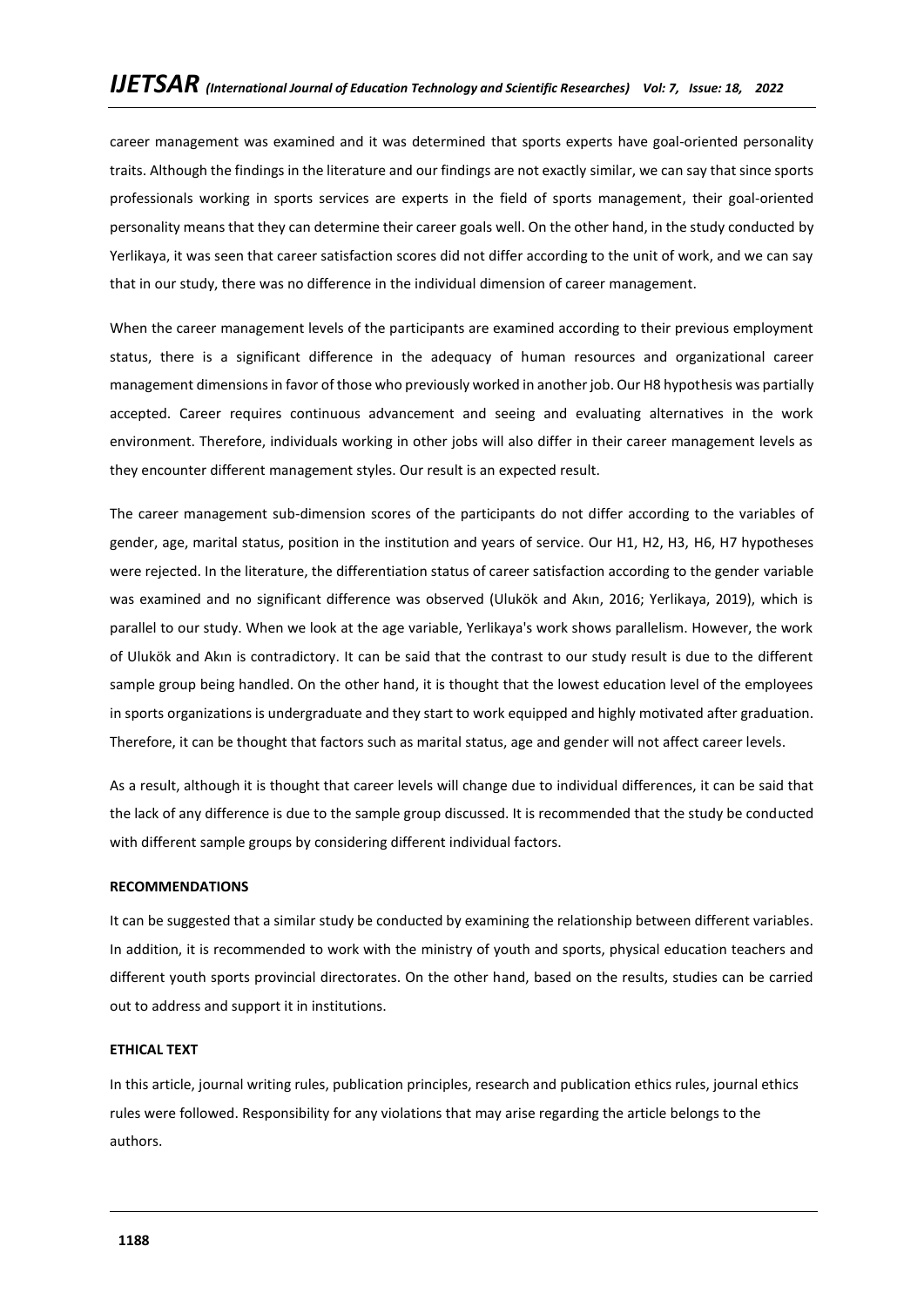career management was examined and it was determined that sports experts have goal-oriented personality traits. Although the findings in the literature and our findings are not exactly similar, we can say that since sports professionals working in sports services are experts in the field of sports management, their goal-oriented personality means that they can determine their career goals well. On the other hand, in the study conducted by Yerlikaya, it was seen that career satisfaction scores did not differ according to the unit of work, and we can say that in our study, there was no difference in the individual dimension of career management.

When the career management levels of the participants are examined according to their previous employment status, there is a significant difference in the adequacy of human resources and organizational career management dimensions in favor of those who previously worked in another job. Our H8 hypothesis was partially accepted. Career requires continuous advancement and seeing and evaluating alternatives in the work environment. Therefore, individuals working in other jobs will also differ in their career management levels as they encounter different management styles. Our result is an expected result.

The career management sub-dimension scores of the participants do not differ according to the variables of gender, age, marital status, position in the institution and years of service. Our H1, H2, H3, H6, H7 hypotheses were rejected. In the literature, the differentiation status of career satisfaction according to the gender variable was examined and no significant difference was observed (Ulukök and Akın, 2016; Yerlikaya, 2019), which is parallel to our study. When we look at the age variable, Yerlikaya's work shows parallelism. However, the work of Ulukök and Akın is contradictory. It can be said that the contrast to our study result is due to the different sample group being handled. On the other hand, it is thought that the lowest education level of the employees in sports organizations is undergraduate and they start to work equipped and highly motivated after graduation. Therefore, it can be thought that factors such as marital status, age and gender will not affect career levels.

As a result, although it is thought that career levels will change due to individual differences, it can be said that the lack of any difference is due to the sample group discussed. It is recommended that the study be conducted with different sample groups by considering different individual factors.

## RECOMMENDATIONS

It can be suggested that a similar study be conducted by examining the relationship between different variables. In addition, it is recommended to work with the ministry of youth and sports, physical education teachers and different youth sports provincial directorates. On the other hand, based on the results, studies can be carried out to address and support it in institutions.

## ETHICAL TEXT

In this article, journal writing rules, publication principles, research and publication ethics rules, journal ethics rules were followed. Responsibility for any violations that may arise regarding the article belongs to the authors.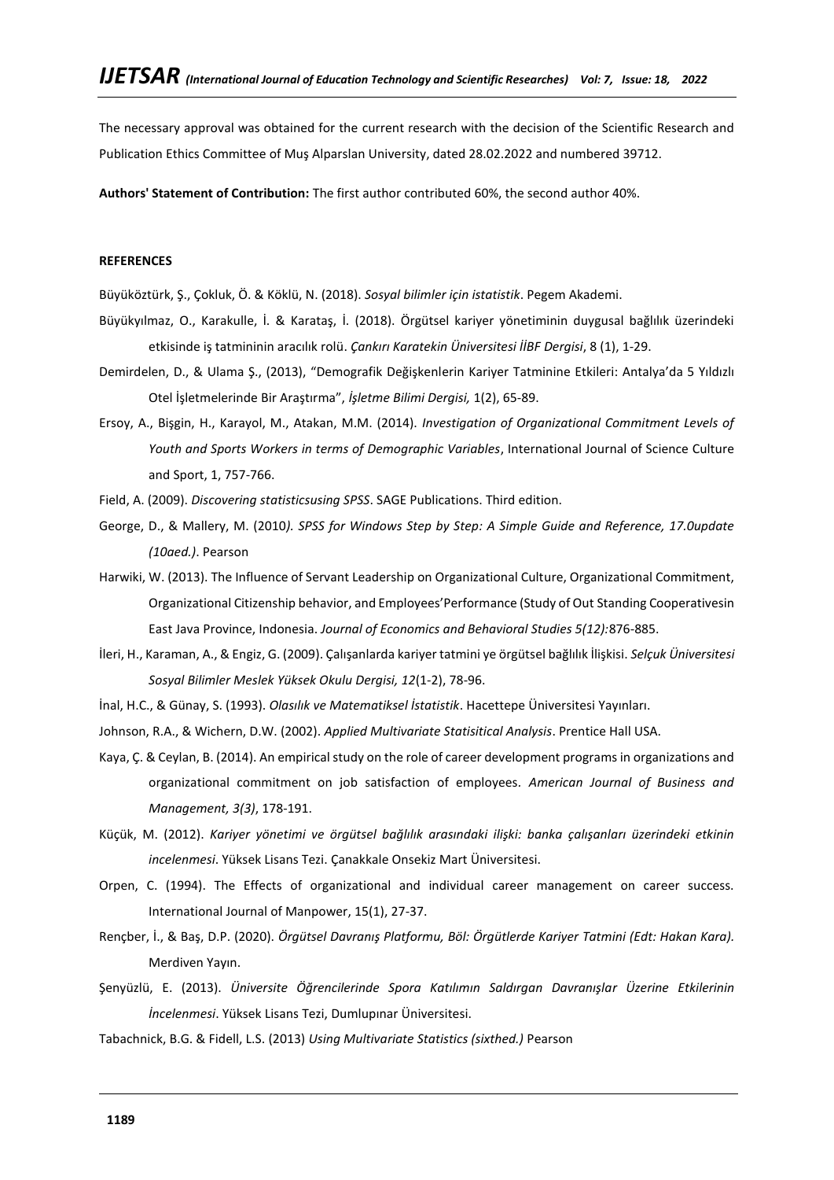The necessary approval was obtained for the current research with the decision of the Scientific Research and Publication Ethics Committee of Muş Alparslan University, dated 28.02.2022 and numbered 39712.

**Authors' Statement of Contribution:** The first author contributed 60%, the second author 40%.

**REFERENCES**

Büyüköztürk, Ş., Çokluk, Ö. & Köklü, N. (2018). *Sosyal bilimler için istatistik*. Pegem Akademi.

Büyükyılmaz, O., Karakulle, İ. & Karataş, İ. (2018). Örgütsel kariyer yönetiminin duygusal bağlılık üzerindeki etkisinde iş tatmininin aracılık rolü. *Çankırı Karatekin Üniversitesi İİBF Dergisi*, 8 (1), 1-29.

Demirdelen, D., & Ulama Ş., (2013), "Demografik Değişkenlerin Kariyer Tatminine Etkileri: Antalya'da 5 Yıldızlı Otel İşletmelerinde Bir Araştırma", *İşletme Bilimi Dergisi,* 1(2), 65-89.

Ersoy, A., Bişgin, H., Karayol, M., Atakan, M.M. (2014). *Investigation of Organizational Commitment Levels of Youth and Sports Workers in terms of Demographic Variables*, International Journal of Science Culture and Sport, 1, 757-766.

Field, A. (2009). *Discovering statisticsusing SPSS*. SAGE Publications. Third edition.

George, D., & Mallery, M. (2010*). SPSS for Windows Step by Step: A Simple Guide and Reference, 17.0update (10aed.)*. Pearson

Harwiki, W. (2013). The Influence of Servant Leadership on Organizational Culture, Organizational Commitment, Organizational Citizenship behavior, and Employees'Performance (Study of Out Standing Cooperativesin East Java Province, Indonesia. *Journal of Economics and Behavioral Studies 5(12):*876-885.

İleri, H., Karaman, A., & Engiz, G. (2009). Çalışanlarda kariyer tatmini ye örgütsel bağlılık İlişkisi. *Selçuk Üniversitesi Sosyal Bilimler Meslek Yüksek Okulu Dergisi, 12*(1-2), 78-96.

İnal, H.C., & Günay, S. (1993). *Olasılık ve Matematiksel İstatistik*. Hacettepe Üniversitesi Yayınları.

Johnson, R.A., & Wichern, D.W. (2002). *Applied Multivariate Statisitical Analysis*. Prentice Hall USA.

Kaya, Ç. & Ceylan, B. (2014). An empirical study on the role of career development programs in organizations and organizational commitment on job satisfaction of employees. *American Journal of Business and Management, 3(3)*, 178-191.

Küçük, M. (2012). *Kariyer yönetimi ve örgütsel bağlılık arasındaki ilişki: banka çalışanları üzerindeki etkinin incelenmesi*. Yüksek Lisans Tezi. Çanakkale Onsekiz Mart Üniversitesi.

Orpen, C. (1994). The Effects of organizational and individual career management on career success. International Journal of Manpower, 15(1), 27-37.

Rençber, İ., & Baş, D.P. (2020). *Örgütsel Davranış Platformu, Böl: Örgütlerde Kariyer Tatmini (Edt: Hakan Kara).* Merdiven Yayın.

Şenyüzlü, E. (2013). *Üniversite Öğrencilerinde Spora Katılımın Saldırgan Davranışlar Üzerine Etkilerinin İncelenmesi*. Yüksek Lisans Tezi, Dumlupınar Üniversitesi.

Tabachnick, B.G. & Fidell, L.S. (2013) *Using Multivariate Statistics (sixthed.)* Pearson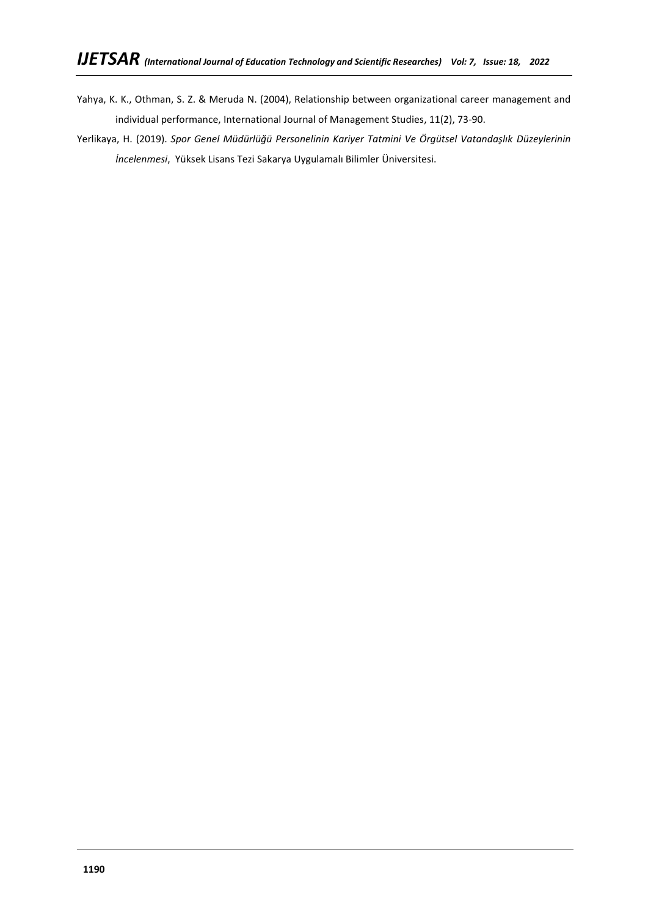Yahya, K. K., Othman, S. Z. & Meruda N. (2004), Relationship between organizational career management and individual performance, International Journal of Management Studies, 11(2), 73-90.

Yerlikaya, H. (2019). *Spor Genel Müdürlüğü Personelinin Kariyer Tatmini Ve Örgütsel Vatandaşlık Düzeylerinin İncelenmesi*, Yüksek Lisans Tezi Sakarya Uygulamalı Bilimler Üniversitesi.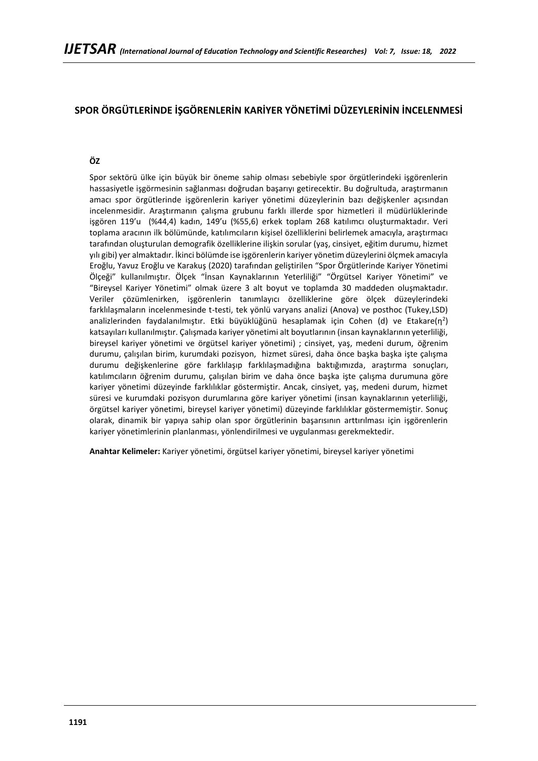# SPOR ÖRGÜTLERİNDE İŞGÖRENLERİN KARİYER YÖNETİMİ DÜZEYLERİNİN İNCELENMESİ

**ÖZ**

Spor sektörü ülke için büyük bir öneme sahip olması sebebiyle spor örgütlerindeki işgörenlerin hassasiyetle işgörmesinin sağlanması doğrudan başarıyı getirecektir. Bu doğrultuda, araştırmanın amacı spor örgütlerinde işgörenlerin kariyer yönetimi düzeylerinin bazı değişkenler açısından incelenmesidir. Araştırmanın çalışma grubunu farklı illerde spor hizmetleri il müdürlüklerinde işgören 119'u (%44,4) kadın, 149'u (%55,6) erkek toplam 268 katılımcı oluşturmaktadır. Veri toplama aracının ilk bölümünde, katılımcıların kişisel özelliklerini belirlemek amacıyla, araştırmacı tarafından oluşturulan demografik özelliklerine ilişkin sorular (yaş, cinsiyet, eğitim durumu, hizmet yılı gibi) yer almaktadır. İkinci bölümde ise işgörenlerin kariyer yönetim düzeylerini ölçmek amacıyla Eroğlu, Yavuz Eroğlu ve Karakuş (2020) tarafından geliştirilen "Spor Örgütlerinde Kariyer Yönetimi Ölçeği" kullanılmıştır. Ölçek "İnsan Kaynaklarının Yeterliliği" "Örgütsel Kariyer Yönetimi" ve "Bireysel Kariyer Yönetimi" olmak üzere 3 alt boyut ve toplamda 30 maddeden oluşmaktadır. Veriler çözümlenirken, işgörenlerin tanımlayıcı özelliklerine göre ölçek düzeylerindeki farklılaşmaların incelenmesinde t-testi, tek yönlü varyans analizi (Anova) ve posthoc (Tukey,LSD) analizlerinden faydalanılmıştır. Etki büyüklüğünü hesaplamak için Cohen (d) ve Etakare($\eta^2$) katsayıları kullanılmıştır. Çalışmada kariyer yönetimi alt boyutlarının (insan kaynaklarının yeterliliği, bireysel kariyer yönetimi ve örgütsel kariyer yönetimi) ; cinsiyet, yaş, medeni durum, öğrenim durumu, çalışılan birim, kurumdaki pozisyon, hizmet süresi, daha önce başka başka işte çalışma durumu değişkenlerine göre farklılaşıp farklılaşmadığına baktığımızda, araştırma sonuçları, katılımcıların öğrenim durumu, çalışılan birim ve daha önce başka işte çalışma durumuna göre kariyer yönetimi düzeyinde farklılıklar göstermiştir. Ancak, cinsiyet, yaş, medeni durum, hizmet süresi ve kurumdaki pozisyon durumlarına göre kariyer yönetimi (insan kaynaklarının yeterliliği, örgütsel kariyer yönetimi, bireysel kariyer yönetimi) düzeyinde farklılıklar göstermemiştir. Sonuç olarak, dinamik bir yapıya sahip olan spor örgütlerinin başarısının arttırılması için işgörenlerin kariyer yönetimlerinin planlanması, yönlendirilmesi ve uygulanması gerekmektedir.

**Anahtar Kelimeler:** Kariyer yönetimi, örgütsel kariyer yönetimi, bireysel kariyer yönetimi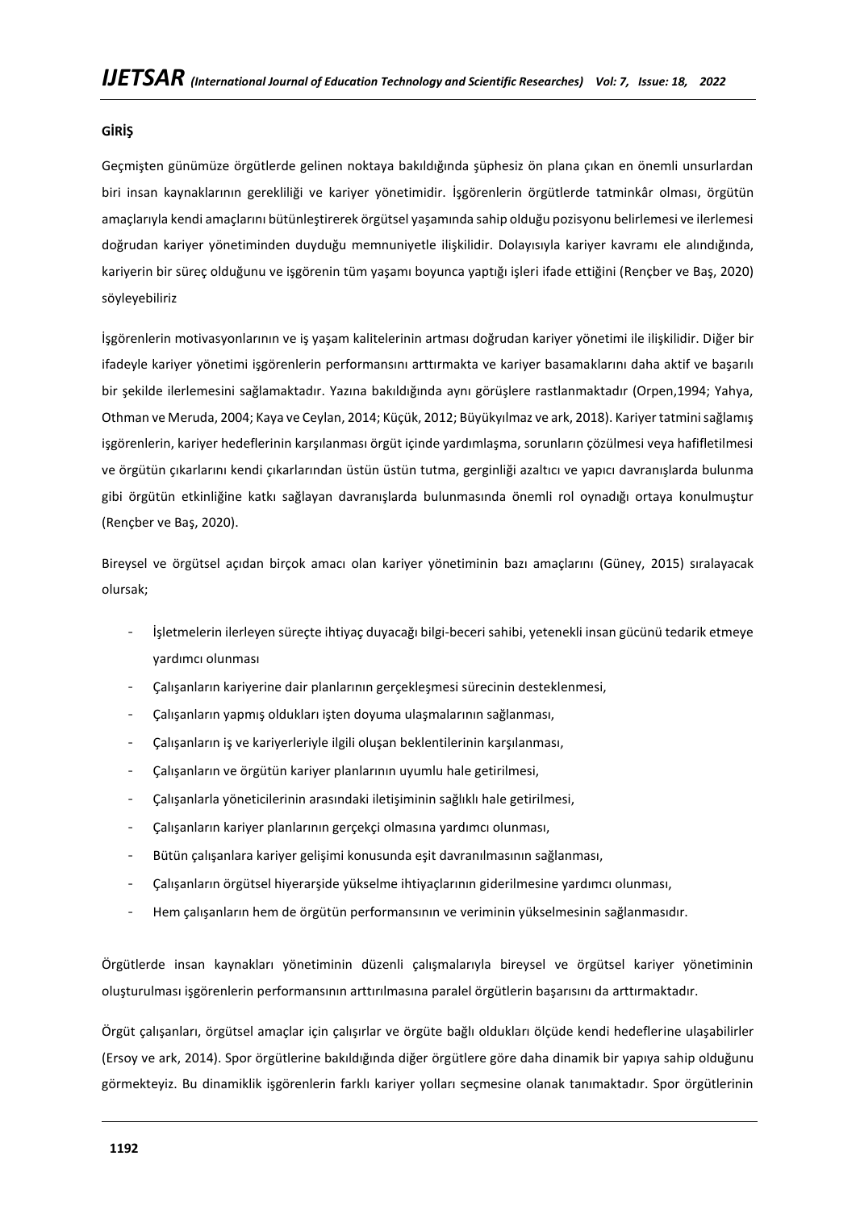## GİRİŞ

Geçmişten günümüze örgütlerde gelinen noktaya bakıldığında şüphesiz ön plana çıkan en önemli unsurlardan biri insan kaynaklarının gerekliliği ve kariyer yönetimidir. İşgörenlerin örgütlerde tatminkâr olması, örgütün amaçlarıyla kendi amaçlarını bütünleştirerek örgütsel yaşamında sahip olduğu pozisyonu belirlemesi ve ilerlemesi doğrudan kariyer yönetiminden duyduğu memnuniyetle ilişkilidir. Dolayısıyla kariyer kavramı ele alındığında, kariyerin bir süreç olduğunu ve işgörenin tüm yaşamı boyunca yaptığı işleri ifade ettiğini (Rençber ve Baş, 2020) söyleyebiliriz

İşgörenlerin motivasyonlarının ve iş yaşam kalitelerinin artması doğrudan kariyer yönetimi ile ilişkilidir. Diğer bir ifadeyle kariyer yönetimi işgörenlerin performansını arttırmakta ve kariyer basamaklarını daha aktif ve başarılı bir şekilde ilerlemesini sağlamaktadır. Yazına bakıldığında aynı görüşlere rastlanmaktadır (Orpen,1994; Yahya, Othman ve Meruda, 2004; Kaya ve Ceylan, 2014; Küçük, 2012; Büyükyılmaz ve ark, 2018). Kariyer tatmini sağlamış işgörenlerin, kariyer hedeflerinin karşılanması örgüt içinde yardımlaşma, sorunların çözülmesi veya hafifletilmesi ve örgütün çıkarlarını kendi çıkarlarından üstün üstün tutma, gerginliği azaltıcı ve yapıcı davranışlarda bulunma gibi örgütün etkinliğine katkı sağlayan davranışlarda bulunmasında önemli rol oynadığı ortaya konulmuştur (Rençber ve Baş, 2020).

Bireysel ve örgütsel açıdan birçok amacı olan kariyer yönetiminin bazı amaçlarını (Güney, 2015) sıralayacak olursak;

- İşletmelerin ilerleyen süreçte ihtiyaç duyacağı bilgi-beceri sahibi, yetenekli insan gücünü tedarik etmeye yardımcı olunması
- Çalışanların kariyerine dair planlarının gerçekleşmesi sürecinin desteklenmesi,
- Çalışanların yapmış oldukları işten doyuma ulaşmalarının sağlanması,
- Çalışanların iş ve kariyerleriyle ilgili oluşan beklentilerinin karşılanması,
- Çalışanların ve örgütün kariyer planlarının uyumlu hale getirilmesi,
- Çalışanlarla yöneticilerinin arasındaki iletişiminin sağlıklı hale getirilmesi,
- Çalışanların kariyer planlarının gerçekçi olmasına yardımcı olunması,
- Bütün çalışanlara kariyer gelişimi konusunda eşit davranılmasının sağlanması,
- Çalışanların örgütsel hiyerarşide yükselme ihtiyaçlarının giderilmesine yardımcı olunması,
- Hem çalışanların hem de örgütün performansının ve veriminin yükselmesinin sağlanmasıdır.

Örgütlerde insan kaynakları yönetiminin düzenli çalışmalarıyla bireysel ve örgütsel kariyer yönetiminin oluşturulması işgörenlerin performansının arttırılmasına paralel örgütlerin başarısını da arttırmaktadır.

Örgüt çalışanları, örgütsel amaçlar için çalışırlar ve örgüte bağlı oldukları ölçüde kendi hedeflerine ulaşabilirler (Ersoy ve ark, 2014). Spor örgütlerine bakıldığında diğer örgütlere göre daha dinamik bir yapıya sahip olduğunu görmekteyiz. Bu dinamiklik işgörenlerin farklı kariyer yolları seçmesine olanak tanımaktadır. Spor örgütlerinin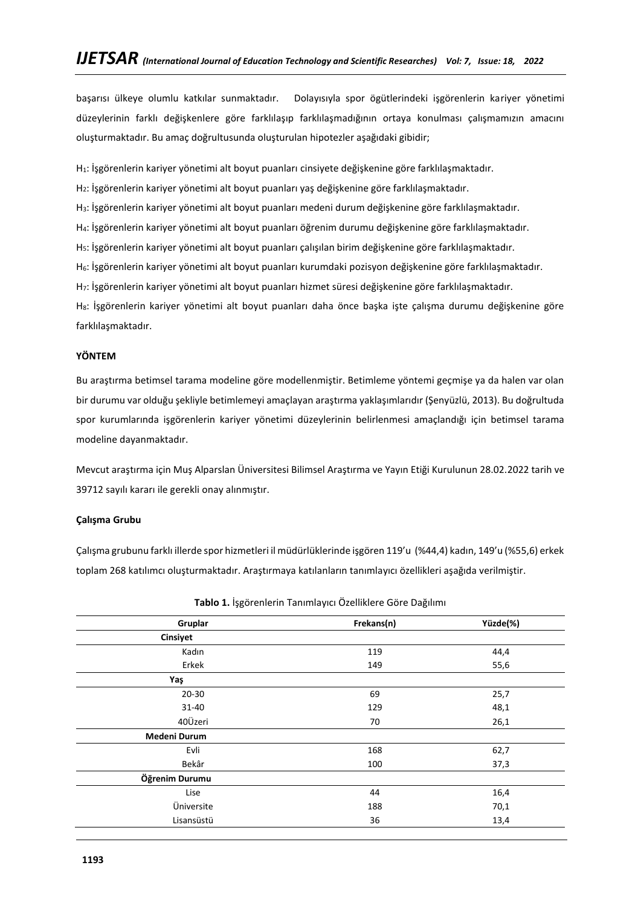başarısı ülkeye olumlu katkılar sunmaktadır. Dolayısıyla spor ögütlerindeki işgörenlerin kariyer yönetimi düzeylerinin farklı değişkenlere göre farklılaşıp farklılaşmadığının ortaya konulması çalışmamızın amacını oluşturmaktadır. Bu amaç doğrultusunda oluşturulan hipotezler aşağıdaki gibidir;

$H_1$: İşgörenlerin kariyer yönetimi alt boyut puanları cinsiyete değişkenine göre farklılaşmaktadır.

$H_2$: İşgörenlerin kariyer yönetimi alt boyut puanları yaş değişkenine göre farklılaşmaktadır.

$H_3$: İşgörenlerin kariyer yönetimi alt boyut puanları medeni durum değişkenine göre farklılaşmaktadır.

$H_4$: İşgörenlerin kariyer yönetimi alt boyut puanları öğrenim durumu değişkenine göre farklılaşmaktadır.

$H_5$: İşgörenlerin kariyer yönetimi alt boyut puanları çalışılan birim değişkenine göre farklılaşmaktadır.

$H_6$: İşgörenlerin kariyer yönetimi alt boyut puanları kurumdaki pozisyon değişkenine göre farklılaşmaktadır.

$H_7$: İşgörenlerin kariyer yönetimi alt boyut puanları hizmet süresi değişkenine göre farklılaşmaktadır.

$H_8$: İşgörenlerin kariyer yönetimi alt boyut puanları daha önce başka işte çalışma durumu değişkenine göre farklılaşmaktadır.

## YÖNTEM

Bu araştırma betimsel tarama modeline göre modellenmiştir. Betimleme yöntemi geçmişe ya da halen var olan bir durumu var olduğu şekliyle betimlemeyi amaçlayan araştırma yaklaşımlarıdır (Şenyüzlü, 2013). Bu doğrultuda spor kurumlarında işgörenlerin kariyer yönetimi düzeylerinin belirlenmesi amaçlandığı için betimsel tarama modeline dayanmaktadır.

Mevcut araştırma için Muş Alparslan Üniversitesi Bilimsel Araştırma ve Yayın Etiği Kurulunun 28.02.2022 tarih ve 39712 sayılı kararı ile gerekli onay alınmıştır.

### Çalışma Grubu

Çalışma grubunu farklı illerde spor hizmetleri il müdürlüklerinde işgören 119'u (%44,4) kadın, 149'u (%55,6) erkek toplam 268 katılımcı oluşturmaktadır. Araştırmaya katılanların tanımlayıcı özellikleri aşağıda verilmiştir.

**Tablo 1.** İşgörenlerin Tanımlayıcı Özelliklere Göre Dağılımı

| Gruplar | Frekans(n) | Yüzde(%) |
|---|---|---|
| **Cinsiyet** | | |
| Kadın | 119 | 44,4 |
| Erkek | 149 | 55,6 |
| **Yaş** | | |
| 20-30 | 69 | 25,7 |
| 31-40 | 129 | 48,1 |
| 40Üzeri | 70 | 26,1 |
| **Medeni Durum** | | |
| Evli | 168 | 62,7 |
| Bekâr | 100 | 37,3 |
| **Öğrenim Durumu** | | |
| Lise | 44 | 16,4 |
| Üniversite | 188 | 70,1 |
| Lisansüstü | 36 | 13,4 |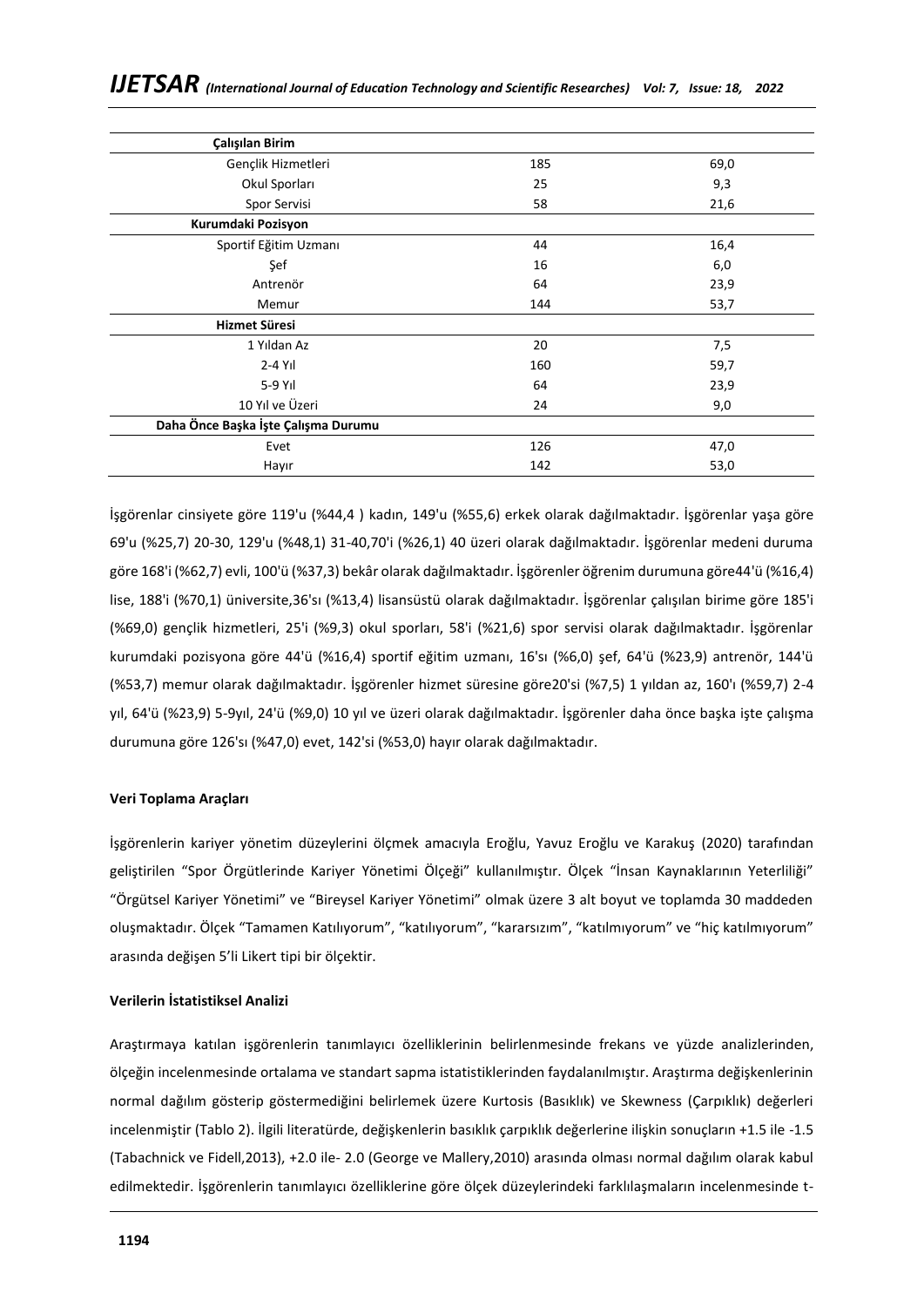| Çalışılan Birim | | |
|---|---|---|
| Gençlik Hizmetleri | 185 | 69,0 |
| Okul Sporları | 25 | 9,3 |
| Spor Servisi | 58 | 21,6 |
| **Kurumdaki Pozisyon** | | |
| Sportif Eğitim Uzmanı | 44 | 16,4 |
| Şef | 16 | 6,0 |
| Antrenör | 64 | 23,9 |
| Memur | 144 | 53,7 |
| **Hizmet Süresi** | | |
| 1 Yıldan Az | 20 | 7,5 |
| 2-4 Yıl | 160 | 59,7 |
| 5-9 Yıl | 64 | 23,9 |
| 10 Yıl ve Üzeri | 24 | 9,0 |
| **Daha Önce Başka İşte Çalışma Durumu** | | |
| Evet | 126 | 47,0 |
| Hayır | 142 | 53,0 |

İşgörenlar cinsiyete göre 119'u (%44,4 ) kadın, 149'u (%55,6) erkek olarak dağılmaktadır. İşgörenlar yaşa göre 69'u (%25,7) 20-30, 129'u (%48,1) 31-40,70'i (%26,1) 40 üzeri olarak dağılmaktadır. İşgörenlar medeni duruma göre 168'i (%62,7) evli, 100'ü (%37,3) bekâr olarak dağılmaktadır. İşgörenler öğrenim durumuna göre44'ü (%16,4) lise, 188'i (%70,1) üniversite,36'sı (%13,4) lisansüstü olarak dağılmaktadır. İşgörenlar çalışılan birime göre 185'i (%69,0) gençlik hizmetleri, 25'i (%9,3) okul sporları, 58'i (%21,6) spor servisi olarak dağılmaktadır. İşgörenlar kurumdaki pozisyona göre 44'ü (%16,4) sportif eğitim uzmanı, 16'sı (%6,0) şef, 64'ü (%23,9) antrenör, 144'ü (%53,7) memur olarak dağılmaktadır. İşgörenler hizmet süresine göre20'si (%7,5) 1 yıldan az, 160'ı (%59,7) 2-4 yıl, 64'ü (%23,9) 5-9yıl, 24'ü (%9,0) 10 yıl ve üzeri olarak dağılmaktadır. İşgörenler daha önce başka işte çalışma durumuna göre 126'sı (%47,0) evet, 142'si (%53,0) hayır olarak dağılmaktadır.

**Veri Toplama Araçları**

İşgörenlerin kariyer yönetim düzeylerini ölçmek amacıyla Eroğlu, Yavuz Eroğlu ve Karakuş (2020) tarafından geliştirilen "Spor Örgütlerinde Kariyer Yönetimi Ölçeği" kullanılmıştır. Ölçek "İnsan Kaynaklarının Yeterliliği" "Örgütsel Kariyer Yönetimi" ve "Bireysel Kariyer Yönetimi" olmak üzere 3 alt boyut ve toplamda 30 maddeden oluşmaktadır. Ölçek "Tamamen Katılıyorum", "katılıyorum", "kararsızım", "katılmıyorum" ve "hiç katılmıyorum" arasında değişen 5'li Likert tipi bir ölçektir.

**Verilerin İstatistiksel Analizi**

Araştırmaya katılan işgörenlerin tanımlayıcı özelliklerinin belirlenmesinde frekans ve yüzde analizlerinden, ölçeğin incelenmesinde ortalama ve standart sapma istatistiklerinden faydalanılmıştır. Araştırma değişkenlerinin normal dağılım gösterip göstermediğini belirlemek üzere Kurtosis (Basıklık) ve Skewness (Çarpıklık) değerleri incelenmiştir (Tablo 2). İlgili literatürde, değişkenlerin basıklık çarpıklık değerlerine ilişkin sonuçların +1.5 ile -1.5 (Tabachnick ve Fidell,2013), +2.0 ile- 2.0 (George ve Mallery,2010) arasında olması normal dağılım olarak kabul edilmektedir. İşgörenlerin tanımlayıcı özelliklerine göre ölçek düzeylerindeki farklılaşmaların incelenmesinde t-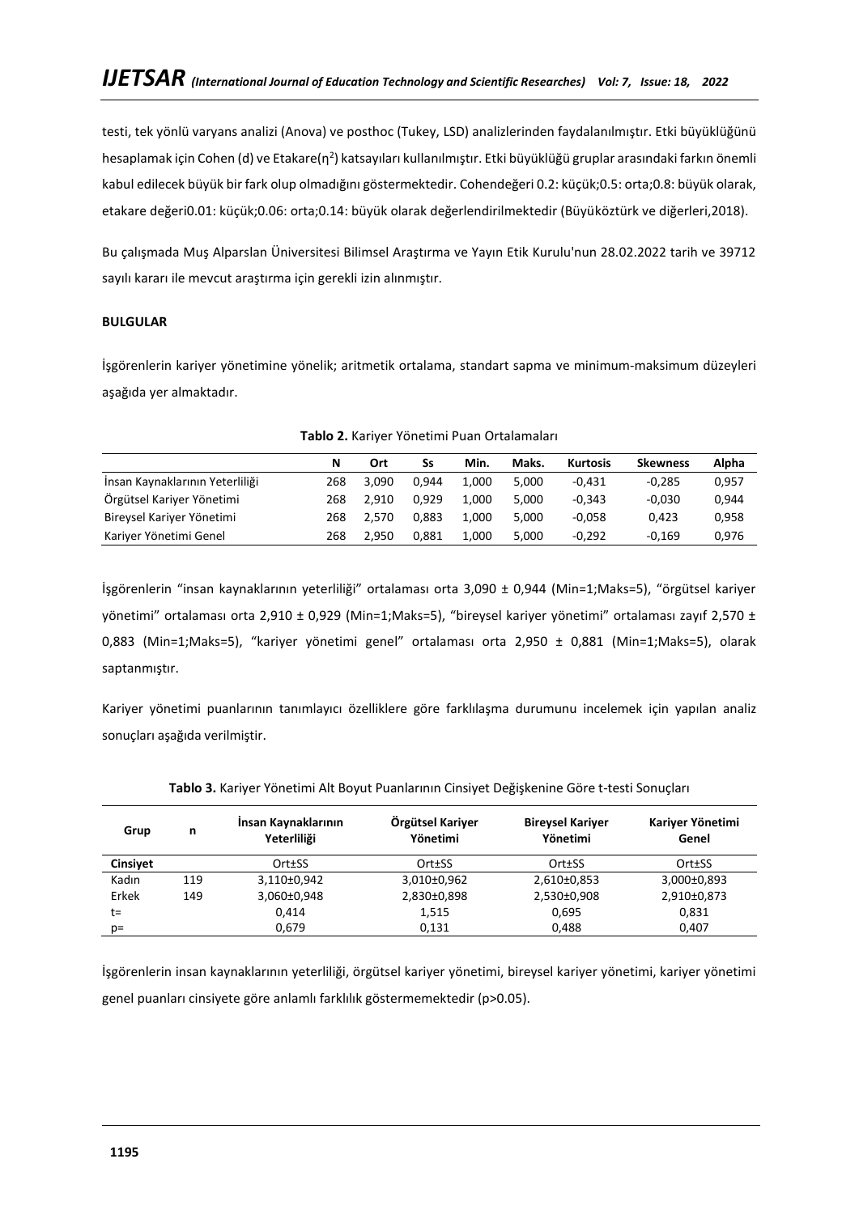testi, tek yönlü varyans analizi (Anova) ve posthoc (Tukey, LSD) analizlerinden faydalanılmıştır. Etki büyüklüğünü hesaplamak için Cohen (d) ve Etakare($\eta^2$) katsayıları kullanılmıştır. Etki büyüklüğü gruplar arasındaki farkın önemli kabul edilecek büyük bir fark olup olmadığını göstermektedir. Cohendeğeri 0.2: küçük;0.5: orta;0.8: büyük olarak, etakare değeri0.01: küçük;0.06: orta;0.14: büyük olarak değerlendirilmektedir (Büyüköztürk ve diğerleri,2018).

Bu çalışmada Muş Alparslan Üniversitesi Bilimsel Araştırma ve Yayın Etik Kurulu'nun 28.02.2022 tarih ve 39712 sayılı kararı ile mevcut araştırma için gerekli izin alınmıştır.

## BULGULAR

İşgörenlerin kariyer yönetimine yönelik; aritmetik ortalama, standart sapma ve minimum-maksimum düzeyleri aşağıda yer almaktadır.

**Tablo 2.** Kariyer Yönetimi Puan Ortalamaları

| | N | Ort | Ss | Min. | Maks. | Kurtosis | Skewness | Alpha |
|---|---|---|---|---|---|---|---|---|
| İnsan Kaynaklarının Yeterliliği | 268 | 3,090 | 0,944 | 1,000 | 5,000 | -0,431 | -0,285 | 0,957 |
| Örgütsel Kariyer Yönetimi | 268 | 2,910 | 0,929 | 1,000 | 5,000 | -0,343 | -0,030 | 0,944 |
| Bireysel Kariyer Yönetimi | 268 | 2,570 | 0,883 | 1,000 | 5,000 | -0,058 | 0,423 | 0,958 |
| Kariyer Yönetimi Genel | 268 | 2,950 | 0,881 | 1,000 | 5,000 | -0,292 | -0,169 | 0,976 |

İşgörenlerin "insan kaynaklarının yeterliliği" ortalaması orta 3,090 ± 0,944 (Min=1;Maks=5), "örgütsel kariyer yönetimi" ortalaması orta 2,910 ± 0,929 (Min=1;Maks=5), "bireysel kariyer yönetimi" ortalaması zayıf 2,570 ± 0,883 (Min=1;Maks=5), "kariyer yönetimi genel" ortalaması orta 2,950 ± 0,881 (Min=1;Maks=5), olarak saptanmıştır.

Kariyer yönetimi puanlarının tanımlayıcı özelliklere göre farklılaşma durumunu incelemek için yapılan analiz sonuçları aşağıda verilmiştir.

**Tablo 3.** Kariyer Yönetimi Alt Boyut Puanlarının Cinsiyet Değişkenine Göre t-testi Sonuçları

| Grup | n | İnsan Kaynaklarının Yeterliliği | Örgütsel Kariyer Yönetimi | Bireysel Kariyer Yönetimi | Kariyer Yönetimi Genel |
|---|---|---|---|---|---|
| **Cinsiyet** | | Ort±SS | Ort±SS | Ort±SS | Ort±SS |
| Kadın | 119 | 3,110±0,942 | 3,010±0,962 | 2,610±0,853 | 3,000±0,893 |
| Erkek | 149 | 3,060±0,948 | 2,830±0,898 | 2,530±0,908 | 2,910±0,873 |
| t= | | 0,414 | 1,515 | 0,695 | 0,831 |
| p= | | 0,679 | 0,131 | 0,488 | 0,407 |

İşgörenlerin insan kaynaklarının yeterliliği, örgütsel kariyer yönetimi, bireysel kariyer yönetimi, kariyer yönetimi genel puanları cinsiyete göre anlamlı farklılık göstermemektedir ($p>0.05$).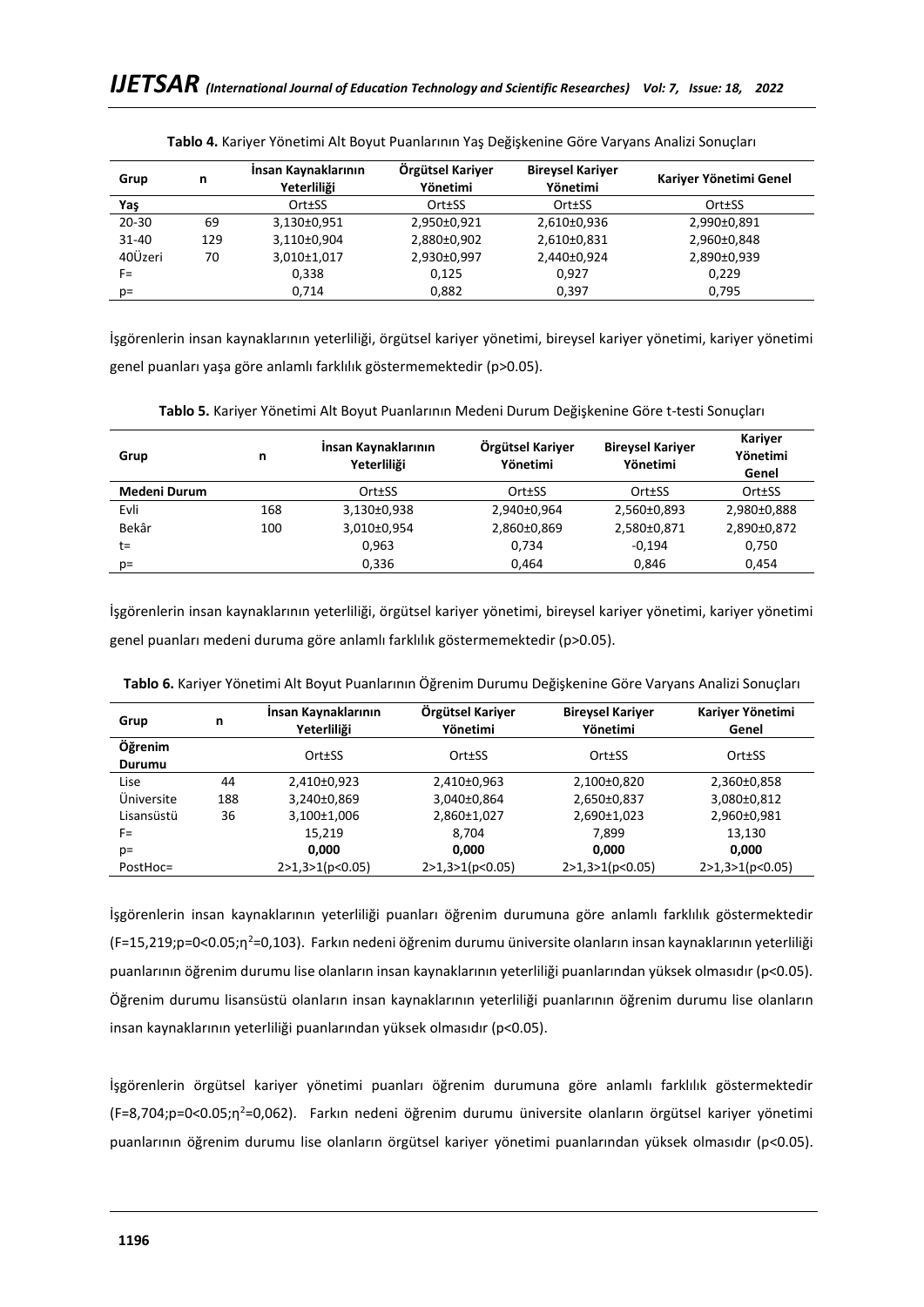**Tablo 4.** Kariyer Yönetimi Alt Boyut Puanlarının Yaş Değişkenine Göre Varyans Analizi Sonuçları

| Grup | n | İnsan Kaynaklarının Yeterliliği | Örgütsel Kariyer Yönetimi | Bireysel Kariyer Yönetimi | Kariyer Yönetimi Genel |
|---|---|---|---|---|---|
| **Yaş** | | Ort±SS | Ort±SS | Ort±SS | Ort±SS |
| 20-30 | 69 | 3,130±0,951 | 2,950±0,921 | 2,610±0,936 | 2,990±0,891 |
| 31-40 | 129 | 3,110±0,904 | 2,880±0,902 | 2,610±0,831 | 2,960±0,848 |
| 40Üzeri | 70 | 3,010±1,017 | 2,930±0,997 | 2,440±0,924 | 2,890±0,939 |
| F= | | 0,338 | 0,125 | 0,927 | 0,229 |
| p= | | 0,714 | 0,882 | 0,397 | 0,795 |

İşgörenlerin insan kaynaklarının yeterliliği, örgütsel kariyer yönetimi, bireysel kariyer yönetimi, kariyer yönetimi genel puanları yaşa göre anlamlı farklılık göstermemektedir ($p>0.05$).

**Tablo 5.** Kariyer Yönetimi Alt Boyut Puanlarının Medeni Durum Değişkenine Göre t-testi Sonuçları

| Grup | n | İnsan Kaynaklarının Yeterliliği | Örgütsel Kariyer Yönetimi | Bireysel Kariyer Yönetimi | Kariyer Yönetimi Genel |
|---|---|---|---|---|---|
| **Medeni Durum** | | Ort±SS | Ort±SS | Ort±SS | Ort±SS |
| Evli | 168 | 3,130±0,938 | 2,940±0,964 | 2,560±0,893 | 2,980±0,888 |
| Bekâr | 100 | 3,010±0,954 | 2,860±0,869 | 2,580±0,871 | 2,890±0,872 |
| t= | | 0,963 | 0,734 | -0,194 | 0,750 |
| p= | | 0,336 | 0,464 | 0,846 | 0,454 |

İşgörenlerin insan kaynaklarının yeterliliği, örgütsel kariyer yönetimi, bireysel kariyer yönetimi, kariyer yönetimi genel puanları medeni duruma göre anlamlı farklılık göstermemektedir ($p>0.05$).

**Tablo 6.** Kariyer Yönetimi Alt Boyut Puanlarının Öğrenim Durumu Değişkenine Göre Varyans Analizi Sonuçları

| Grup | n | İnsan Kaynaklarının Yeterliliği | Örgütsel Kariyer Yönetimi | Bireysel Kariyer Yönetimi | Kariyer Yönetimi Genel |
|---|---|---|---|---|---|
| **Öğrenim Durumu** | | Ort±SS | Ort±SS | Ort±SS | Ort±SS |
| Lise | 44 | 2,410±0,923 | 2,410±0,963 | 2,100±0,820 | 2,360±0,858 |
| Üniversite | 188 | 3,240±0,869 | 3,040±0,864 | 2,650±0,837 | 3,080±0,812 |
| Lisansüstü | 36 | 3,100±1,006 | 2,860±1,027 | 2,690±1,023 | 2,960±0,981 |
| F= | | 15,219 | 8,704 | 7,899 | 13,130 |
| p= | | **0,000** | **0,000** | **0,000** | **0,000** |
| PostHoc= | | 2>1,3>1(p<0.05) | 2>1,3>1(p<0.05) | 2>1,3>1(p<0.05) | 2>1,3>1(p<0.05) |

İşgörenlerin insan kaynaklarının yeterliliği puanları öğrenim durumuna göre anlamlı farklılık göstermektedir ($F=15{,}219; p=0<0.05; \eta^2=0{,}103$). Farkın nedeni öğrenim durumu üniversite olanların insan kaynaklarının yeterliliği puanlarının öğrenim durumu lise olanların insan kaynaklarının yeterliliği puanlarından yüksek olmasıdır ($p<0.05$). Öğrenim durumu lisansüstü olanların insan kaynaklarının yeterliliği puanlarının öğrenim durumu lise olanların insan kaynaklarının yeterliliği puanlarından yüksek olmasıdır ($p<0.05$).

İşgörenlerin örgütsel kariyer yönetimi puanları öğrenim durumuna göre anlamlı farklılık göstermektedir ($F=8{,}704; p=0<0.05; \eta^2=0{,}062$). Farkın nedeni öğrenim durumu üniversite olanların örgütsel kariyer yönetimi puanlarının öğrenim durumu lise olanların örgütsel kariyer yönetimi puanlarından yüksek olmasıdır ($p<0.05$).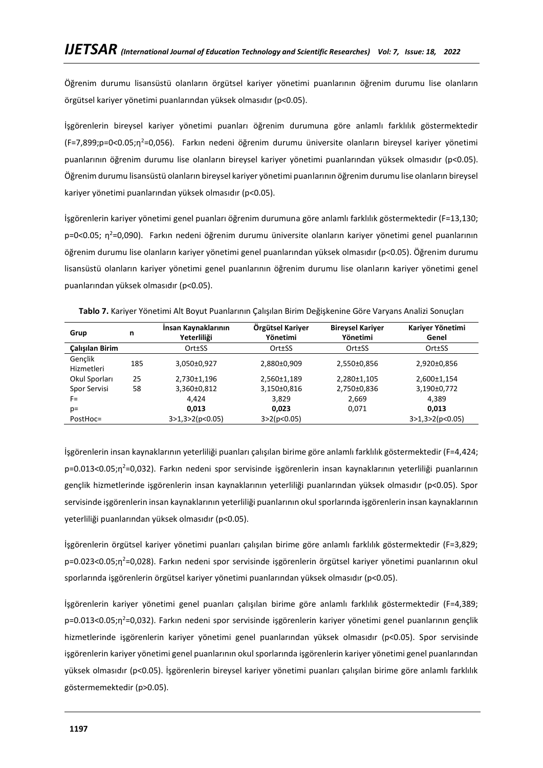Öğrenim durumu lisansüstü olanların örgütsel kariyer yönetimi puanlarının öğrenim durumu lise olanların örgütsel kariyer yönetimi puanlarından yüksek olmasıdır ($p<0.05$).

İşgörenlerin bireysel kariyer yönetimi puanları öğrenim durumuna göre anlamlı farklılık göstermektedir ($F=7,899; p=0<0.05; \eta^2=0,056$). Farkın nedeni öğrenim durumu üniversite olanların bireysel kariyer yönetimi puanlarının öğrenim durumu lise olanların bireysel kariyer yönetimi puanlarından yüksek olmasıdır ($p<0.05$). Öğrenim durumu lisansüstü olanların bireysel kariyer yönetimi puanlarının öğrenim durumu lise olanların bireysel kariyer yönetimi puanlarından yüksek olmasıdır ($p<0.05$).

İşgörenlerin kariyer yönetimi genel puanları öğrenim durumuna göre anlamlı farklılık göstermektedir ($F=13,130; p=0<0.05; \eta^2=0,090$). Farkın nedeni öğrenim durumu üniversite olanların kariyer yönetimi genel puanlarının öğrenim durumu lise olanların kariyer yönetimi genel puanlarından yüksek olmasıdır ($p<0.05$). Öğrenim durumu lisansüstü olanların kariyer yönetimi genel puanlarının öğrenim durumu lise olanların kariyer yönetimi genel puanlarından yüksek olmasıdır ($p<0.05$).

**Tablo 7.** Kariyer Yönetimi Alt Boyut Puanlarının Çalışılan Birim Değişkenine Göre Varyans Analizi Sonuçları

| Grup | n | İnsan Kaynaklarının Yeterliliği | Örgütsel Kariyer Yönetimi | Bireysel Kariyer Yönetimi | Kariyer Yönetimi Genel |
|---|---|---|---|---|---|
| **Çalışılan Birim** | | Ort±SS | Ort±SS | Ort±SS | Ort±SS |
| Gençlik Hizmetleri | 185 | 3,050±0,927 | 2,880±0,909 | 2,550±0,856 | 2,920±0,856 |
| Okul Sporları | 25 | 2,730±1,196 | 2,560±1,189 | 2,280±1,105 | 2,600±1,154 |
| Spor Servisi | 58 | 3,360±0,812 | 3,150±0,816 | 2,750±0,836 | 3,190±0,772 |
| F= | | 4,424 | 3,829 | 2,669 | 4,389 |
| p= | | **0,013** | **0,023** | 0,071 | **0,013** |
| PostHoc= | | 3>1,3>2(p<0.05) | 3>2(p<0.05) | | 3>1,3>2(p<0.05) |

İşgörenlerin insan kaynaklarının yeterliliği puanları çalışılan birime göre anlamlı farklılık göstermektedir ($F=4,424; p=0.013<0.05; \eta^2=0,032$). Farkın nedeni spor servisinde işgörenlerin insan kaynaklarının yeterliliği puanlarının gençlik hizmetlerinde işgörenlerin insan kaynaklarının yeterliliği puanlarından yüksek olmasıdır ($p<0.05$). Spor servisinde işgörenlerin insan kaynaklarının yeterliliği puanlarının okul sporlarında işgörenlerin insan kaynaklarının yeterliliği puanlarından yüksek olmasıdır ($p<0.05$).

İşgörenlerin örgütsel kariyer yönetimi puanları çalışılan birime göre anlamlı farklılık göstermektedir ($F=3,829; p=0.023<0.05; \eta^2=0,028$). Farkın nedeni spor servisinde işgörenlerin örgütsel kariyer yönetimi puanlarının okul sporlarında işgörenlerin örgütsel kariyer yönetimi puanlarından yüksek olmasıdır ($p<0.05$).

İşgörenlerin kariyer yönetimi genel puanları çalışılan birime göre anlamlı farklılık göstermektedir ($F=4,389; p=0.013<0.05; \eta^2=0,032$). Farkın nedeni spor servisinde işgörenlerin kariyer yönetimi genel puanlarının gençlik hizmetlerinde işgörenlerin kariyer yönetimi genel puanlarından yüksek olmasıdır ($p<0.05$). Spor servisinde işgörenlerin kariyer yönetimi genel puanlarının okul sporlarında işgörenlerin kariyer yönetimi genel puanlarından yüksek olmasıdır ($p<0.05$). İşgörenlerin bireysel kariyer yönetimi puanları çalışılan birime göre anlamlı farklılık göstermemektedir ($p>0.05$).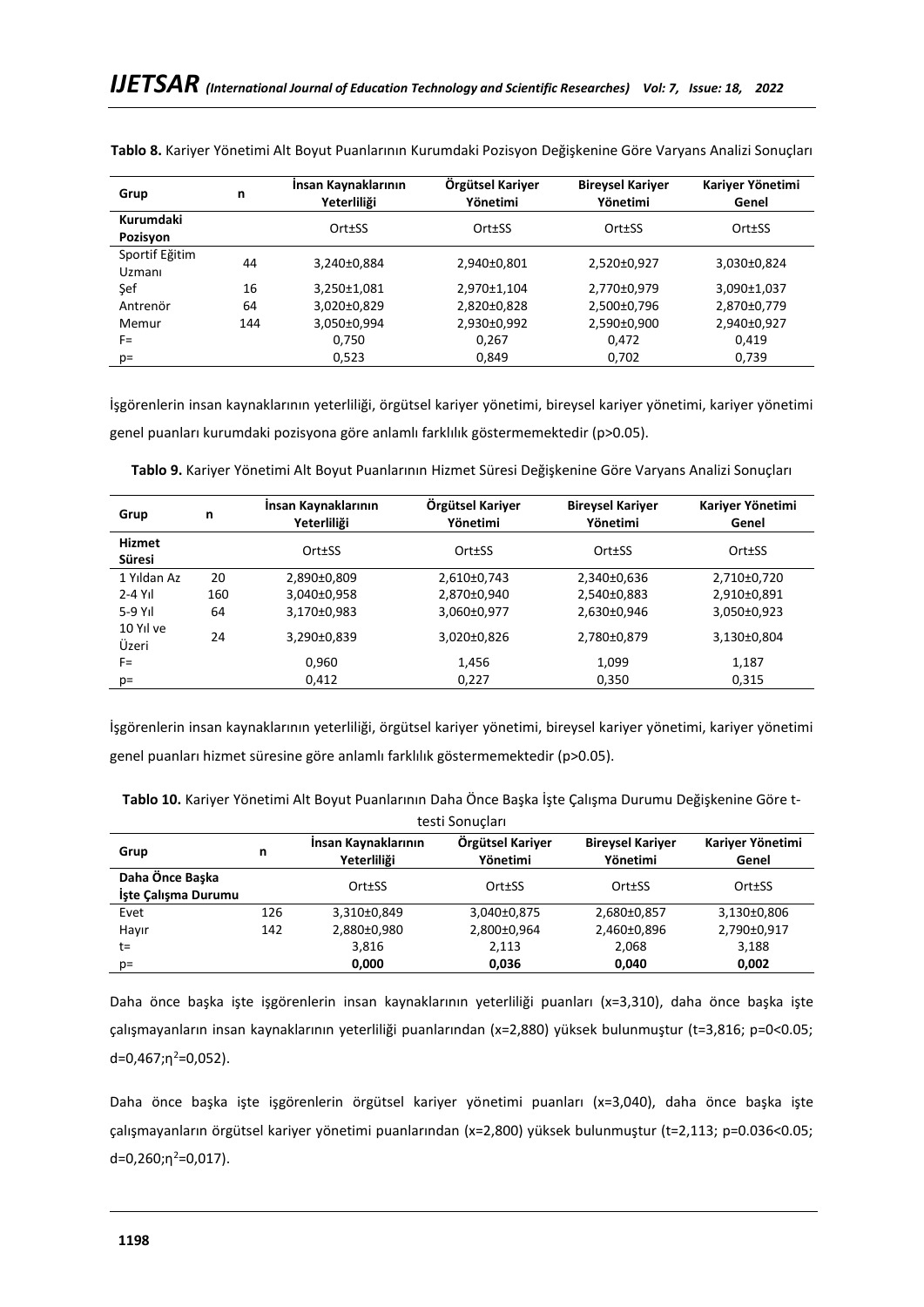**Tablo 8.** Kariyer Yönetimi Alt Boyut Puanlarının Kurumdaki Pozisyon Değişkenine Göre Varyans Analizi Sonuçları

| Grup | n | İnsan Kaynaklarının Yeterliliği | Örgütsel Kariyer Yönetimi | Bireysel Kariyer Yönetimi | Kariyer Yönetimi Genel |
|---|---|---|---|---|---|
| **Kurumdaki Pozisyon** | | Ort±SS | Ort±SS | Ort±SS | Ort±SS |
| Sportif Eğitim Uzmanı | 44 | 3,240±0,884 | 2,940±0,801 | 2,520±0,927 | 3,030±0,824 |
| Şef | 16 | 3,250±1,081 | 2,970±1,104 | 2,770±0,979 | 3,090±1,037 |
| Antrenör | 64 | 3,020±0,829 | 2,820±0,828 | 2,500±0,796 | 2,870±0,779 |
| Memur | 144 | 3,050±0,994 | 2,930±0,992 | 2,590±0,900 | 2,940±0,927 |
| F= | | 0,750 | 0,267 | 0,472 | 0,419 |
| p= | | 0,523 | 0,849 | 0,702 | 0,739 |

İşgörenlerin insan kaynaklarının yeterliliği, örgütsel kariyer yönetimi, bireysel kariyer yönetimi, kariyer yönetimi genel puanları kurumdaki pozisyona göre anlamlı farklılık göstermemektedir ($p>0.05$).

**Tablo 9.** Kariyer Yönetimi Alt Boyut Puanlarının Hizmet Süresi Değişkenine Göre Varyans Analizi Sonuçları

| Grup | n | İnsan Kaynaklarının Yeterliliği | Örgütsel Kariyer Yönetimi | Bireysel Kariyer Yönetimi | Kariyer Yönetimi Genel |
|---|---|---|---|---|---|
| **Hizmet Süresi** | | Ort±SS | Ort±SS | Ort±SS | Ort±SS |
| 1 Yıldan Az | 20 | 2,890±0,809 | 2,610±0,743 | 2,340±0,636 | 2,710±0,720 |
| 2-4 Yıl | 160 | 3,040±0,958 | 2,870±0,940 | 2,540±0,883 | 2,910±0,891 |
| 5-9 Yıl | 64 | 3,170±0,983 | 3,060±0,977 | 2,630±0,946 | 3,050±0,923 |
| 10 Yıl ve Üzeri | 24 | 3,290±0,839 | 3,020±0,826 | 2,780±0,879 | 3,130±0,804 |
| F= | | 0,960 | 1,456 | 1,099 | 1,187 |
| p= | | 0,412 | 0,227 | 0,350 | 0,315 |

İşgörenlerin insan kaynaklarının yeterliliği, örgütsel kariyer yönetimi, bireysel kariyer yönetimi, kariyer yönetimi genel puanları hizmet süresine göre anlamlı farklılık göstermemektedir ($p>0.05$).

**Tablo 10.** Kariyer Yönetimi Alt Boyut Puanlarının Daha Önce Başka İşte Çalışma Durumu Değişkenine Göre t-testi Sonuçları

| Grup | n | İnsan Kaynaklarının Yeterliliği | Örgütsel Kariyer Yönetimi | Bireysel Kariyer Yönetimi | Kariyer Yönetimi Genel |
|---|---|---|---|---|---|
| **Daha Önce Başka İşte Çalışma Durumu** | | Ort±SS | Ort±SS | Ort±SS | Ort±SS |
| Evet | 126 | 3,310±0,849 | 3,040±0,875 | 2,680±0,857 | 3,130±0,806 |
| Hayır | 142 | 2,880±0,980 | 2,800±0,964 | 2,460±0,896 | 2,790±0,917 |
| t= | | 3,816 | 2,113 | 2,068 | 3,188 |
| p= | | **0,000** | **0,036** | **0,040** | **0,002** |

Daha önce başka işte işgörenlerin insan kaynaklarının yeterliliği puanları ($x=3,310$), daha önce başka işte çalışmayanların insan kaynaklarının yeterliliği puanlarından ($x=2,880$) yüksek bulunmuştur ($t=3,816$; $p=0<0.05$; $d=0,467;\eta^2=0,052$).

Daha önce başka işte işgörenlerin örgütsel kariyer yönetimi puanları ($x=3,040$), daha önce başka işte çalışmayanların örgütsel kariyer yönetimi puanlarından ($x=2,800$) yüksek bulunmuştur ($t=2,113$; $p=0.036<0.05$; $d=0,260;\eta^2=0,017$).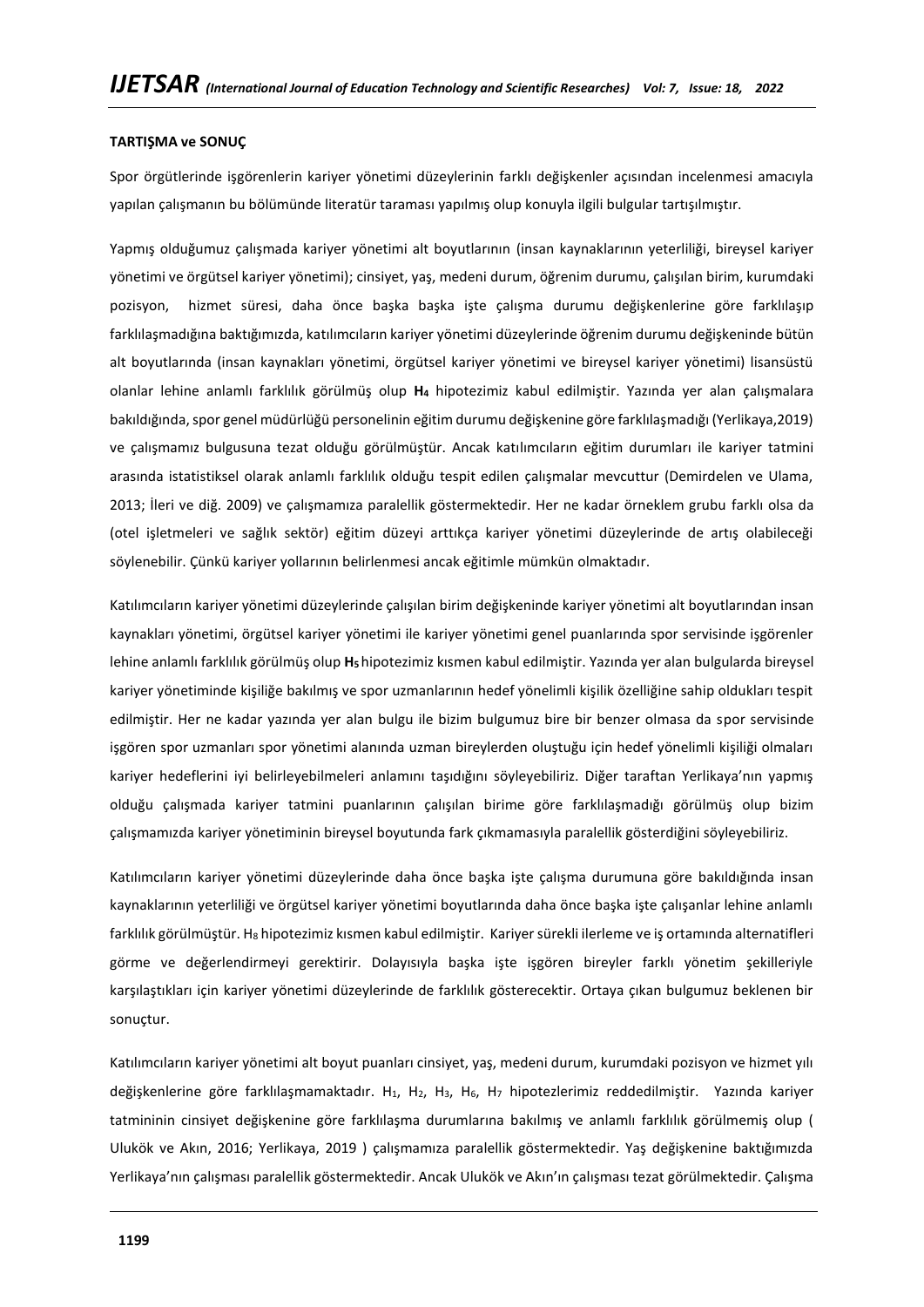**TARTIŞMA ve SONUÇ**

Spor örgütlerinde işgörenlerin kariyer yönetimi düzeylerinin farklı değişkenler açısından incelenmesi amacıyla yapılan çalışmanın bu bölümünde literatür taraması yapılmış olup konuyla ilgili bulgular tartışılmıştır.

Yapmış olduğumuz çalışmada kariyer yönetimi alt boyutlarının (insan kaynaklarının yeterliliği, bireysel kariyer yönetimi ve örgütsel kariyer yönetimi); cinsiyet, yaş, medeni durum, öğrenim durumu, çalışılan birim, kurumdaki pozisyon, hizmet süresi, daha önce başka başka işte çalışma durumu değişkenlerine göre farklılaşıp farklılaşmadığına baktığımızda, katılımcıların kariyer yönetimi düzeylerinde öğrenim durumu değişkeninde bütün alt boyutlarında (insan kaynakları yönetimi, örgütsel kariyer yönetimi ve bireysel kariyer yönetimi) lisansüstü olanlar lehine anlamlı farklılık görülmüş olup **$H_4$** hipotezimiz kabul edilmiştir. Yazında yer alan çalışmalara bakıldığında, spor genel müdürlüğü personelinin eğitim durumu değişkenine göre farklılaşmadığı (Yerlikaya,2019) ve çalışmamız bulgusuna tezat olduğu görülmüştür. Ancak katılımcıların eğitim durumları ile kariyer tatmini arasında istatistiksel olarak anlamlı farklılık olduğu tespit edilen çalışmalar mevcuttur (Demirdelen ve Ulama, 2013; İleri ve diğ. 2009) ve çalışmamıza paralellik göstermektedir. Her ne kadar örneklem grubu farklı olsa da (otel işletmeleri ve sağlık sektör) eğitim düzeyi arttıkça kariyer yönetimi düzeylerinde de artış olabileceği söylenebilir. Çünkü kariyer yollarının belirlenmesi ancak eğitimle mümkün olmaktadır.

Katılımcıların kariyer yönetimi düzeylerinde çalışılan birim değişkeninde kariyer yönetimi alt boyutlarından insan kaynakları yönetimi, örgütsel kariyer yönetimi ile kariyer yönetimi genel puanlarında spor servisinde işgörenler lehine anlamlı farklılık görülmüş olup **$H_5$** hipotezimiz kısmen kabul edilmiştir. Yazında yer alan bulgularda bireysel kariyer yönetiminde kişiliğe bakılmış ve spor uzmanlarının hedef yönelimli kişilik özelliğine sahip oldukları tespit edilmiştir. Her ne kadar yazında yer alan bulgu ile bizim bulgumuz bire bir benzer olmasa da spor servisinde işgören spor uzmanları spor yönetimi alanında uzman bireylerden oluştuğu için hedef yönelimli kişiliği olmaları kariyer hedeflerini iyi belirleyebilmeleri anlamını taşıdığını söyleyebiliriz. Diğer taraftan Yerlikaya'nın yapmış olduğu çalışmada kariyer tatmini puanlarının çalışılan birime göre farklılaşmadığı görülmüş olup bizim çalışmamızda kariyer yönetiminin bireysel boyutunda fark çıkmamasıyla paralellik gösterdiğini söyleyebiliriz.

Katılımcıların kariyer yönetimi düzeylerinde daha önce başka işte çalışma durumuna göre bakıldığında insan kaynaklarının yeterliliği ve örgütsel kariyer yönetimi boyutlarında daha önce başka işte çalışanlar lehine anlamlı farklılık görülmüştür. $H_8$ hipotezimiz kısmen kabul edilmiştir. Kariyer sürekli ilerleme ve iş ortamında alternatifleri görme ve değerlendirmeyi gerektirir. Dolayısıyla başka işte işgören bireyler farklı yönetim şekilleriyle karşılaştıkları için kariyer yönetimi düzeylerinde de farklılık gösterecektir. Ortaya çıkan bulgumuz beklenen bir sonuçtur.

Katılımcıların kariyer yönetimi alt boyut puanları cinsiyet, yaş, medeni durum, kurumdaki pozisyon ve hizmet yılı değişkenlerine göre farklılaşmamaktadır. $H_1$, $H_2$, $H_3$, $H_6$, $H_7$ hipotezlerimiz reddedilmiştir. Yazında kariyer tatmininin cinsiyet değişkenine göre farklılaşma durumlarına bakılmış ve anlamlı farklılık görülmemiş olup ( Ulukök ve Akın, 2016; Yerlikaya, 2019 ) çalışmamıza paralellik göstermektedir. Yaş değişkenine baktığımızda Yerlikaya'nın çalışması paralellik göstermektedir. Ancak Ulukök ve Akın'ın çalışması tezat görülmektedir. Çalışma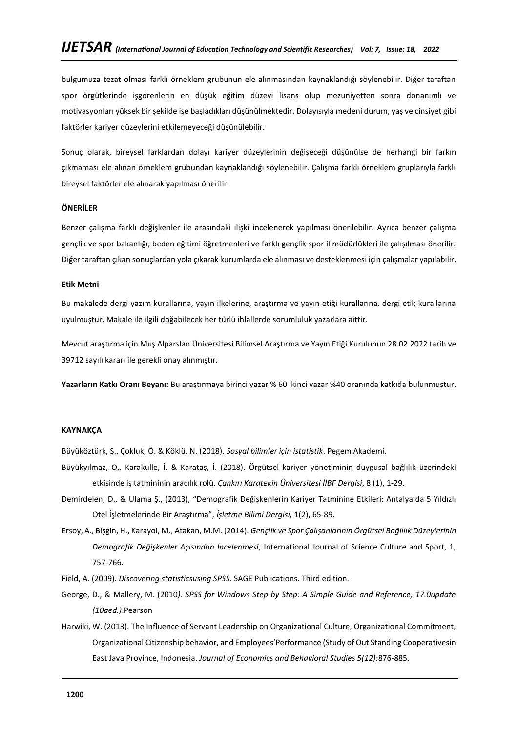bulgumuza tezat olması farklı örneklem grubunun ele alınmasından kaynaklandığı söylenebilir. Diğer taraftan spor örgütlerinde işgörenlerin en düşük eğitim düzeyi lisans olup mezuniyetten sonra donanımlı ve motivasyonları yüksek bir şekilde işe başladıkları düşünülmektedir. Dolayısıyla medeni durum, yaş ve cinsiyet gibi faktörler kariyer düzeylerini etkilemeyeceği düşünülebilir.

Sonuç olarak, bireysel farklardan dolayı kariyer düzeylerinin değişeceği düşünülse de herhangi bir farkın çıkmaması ele alınan örneklem grubundan kaynaklandığı söylenebilir. Çalışma farklı örneklem gruplarıyla farklı bireysel faktörler ele alınarak yapılması önerilir.

**ÖNERİLER**

Benzer çalışma farklı değişkenler ile arasındaki ilişki incelenerek yapılması önerilebilir. Ayrıca benzer çalışma gençlik ve spor bakanlığı, beden eğitimi öğretmenleri ve farklı gençlik spor il müdürlükleri ile çalışılması önerilir. Diğer taraftan çıkan sonuçlardan yola çıkarak kurumlarda ele alınması ve desteklenmesi için çalışmalar yapılabilir.

**Etik Metni**

Bu makalede dergi yazım kurallarına, yayın ilkelerine, araştırma ve yayın etiği kurallarına, dergi etik kurallarına uyulmuştur. Makale ile ilgili doğabilecek her türlü ihlallerde sorumluluk yazarlara aittir.

Mevcut araştırma için Muş Alparslan Üniversitesi Bilimsel Araştırma ve Yayın Etiği Kurulunun 28.02.2022 tarih ve 39712 sayılı kararı ile gerekli onay alınmıştır.

**Yazarların Katkı Oranı Beyanı:** Bu araştırmaya birinci yazar % 60 ikinci yazar %40 oranında katkıda bulunmuştur.

**KAYNAKÇA**

Büyüköztürk, Ş., Çokluk, Ö. & Köklü, N. (2018). *Sosyal bilimler için istatistik*. Pegem Akademi.

Büyükyılmaz, O., Karakulle, İ. & Karataş, İ. (2018). Örgütsel kariyer yönetiminin duygusal bağlılık üzerindeki etkisinde iş tatmininin aracılık rolü. *Çankırı Karatekin Üniversitesi İİBF Dergisi*, 8 (1), 1-29.

Demirdelen, D., & Ulama Ş., (2013), "Demografik Değişkenlerin Kariyer Tatminine Etkileri: Antalya'da 5 Yıldızlı Otel İşletmelerinde Bir Araştırma", *İşletme Bilimi Dergisi,* 1(2), 65-89.

Ersoy, A., Bişgin, H., Karayol, M., Atakan, M.M. (2014). *Gençlik ve Spor Çalışanlarının Örgütsel Bağlılık Düzeylerinin Demografik Değişkenler Açısından İncelenmesi*, International Journal of Science Culture and Sport, 1, 757-766.

Field, A. (2009). *Discovering statisticsusing SPSS*. SAGE Publications. Third edition.

George, D., & Mallery, M. (2010*). SPSS for Windows Step by Step: A Simple Guide and Reference, 17.0update (10aed.)*.Pearson

Harwiki, W. (2013). The Influence of Servant Leadership on Organizational Culture, Organizational Commitment, Organizational Citizenship behavior, and Employees'Performance (Study of Out Standing Cooperativesin East Java Province, Indonesia. *Journal of Economics and Behavioral Studies 5(12):*876-885.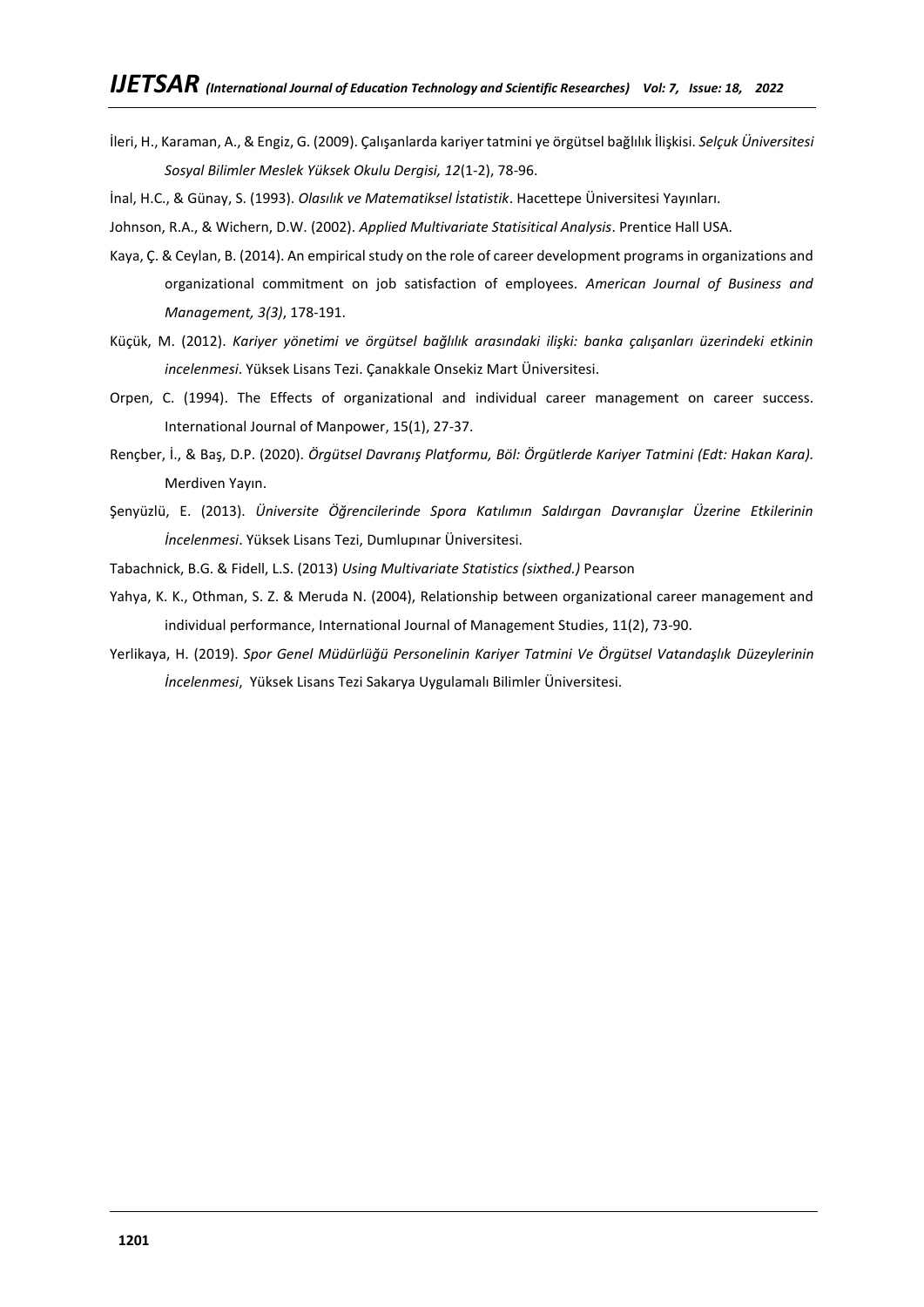İleri, H., Karaman, A., & Engiz, G. (2009). Çalışanlarda kariyer tatmini ye örgütsel bağlılık İlişkisi. *Selçuk Üniversitesi Sosyal Bilimler Meslek Yüksek Okulu Dergisi, 12*(1-2), 78-96.

İnal, H.C., & Günay, S. (1993). *Olasılık ve Matematiksel İstatistik*. Hacettepe Üniversitesi Yayınları.

Johnson, R.A., & Wichern, D.W. (2002). *Applied Multivariate Statisitical Analysis*. Prentice Hall USA.

Kaya, Ç. & Ceylan, B. (2014). An empirical study on the role of career development programs in organizations and organizational commitment on job satisfaction of employees. *American Journal of Business and Management, 3(3)*, 178-191.

Küçük, M. (2012). *Kariyer yönetimi ve örgütsel bağlılık arasındaki ilişki: banka çalışanları üzerindeki etkinin incelenmesi*. Yüksek Lisans Tezi. Çanakkale Onsekiz Mart Üniversitesi.

Orpen, C. (1994). The Effects of organizational and individual career management on career success. International Journal of Manpower, 15(1), 27-37.

Rençber, İ., & Baş, D.P. (2020). *Örgütsel Davranış Platformu, Böl: Örgütlerde Kariyer Tatmini (Edt: Hakan Kara).* Merdiven Yayın.

Şenyüzlü, E. (2013). *Üniversite Öğrencilerinde Spora Katılımın Saldırgan Davranışlar Üzerine Etkilerinin İncelenmesi*. Yüksek Lisans Tezi, Dumlupınar Üniversitesi.

Tabachnick, B.G. & Fidell, L.S. (2013) *Using Multivariate Statistics (sixthed.)* Pearson

Yahya, K. K., Othman, S. Z. & Meruda N. (2004), Relationship between organizational career management and individual performance, International Journal of Management Studies, 11(2), 73-90.

Yerlikaya, H. (2019). *Spor Genel Müdürlüğü Personelinin Kariyer Tatmini Ve Örgütsel Vatandaşlık Düzeylerinin İncelenmesi*, Yüksek Lisans Tezi Sakarya Uygulamalı Bilimler Üniversitesi.